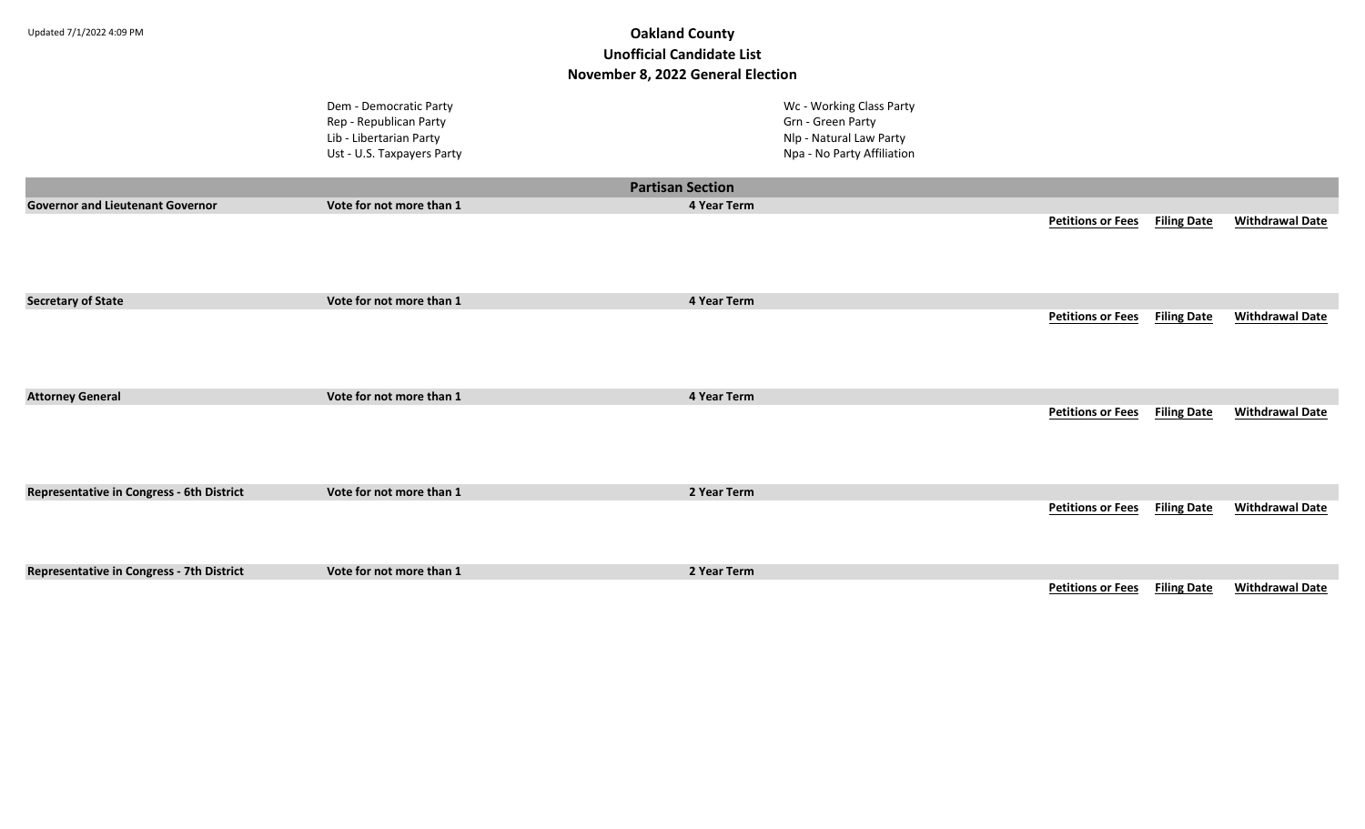Updated 7/1/2022 4:09 PM

# Oakland County
## Unofficial Candidate List
## November 8, 2022 General Election

Dem - Democratic Party
Rep - Republican Party
Lib - Libertarian Party
Ust - U.S. Taxpayers Party

Wc - Working Class Party
Grn - Green Party
Nlp - Natural Law Party
Npa - No Party Affiliation

## Partisan Section

| **Governor and Lieutenant Governor** | **Vote for not more than 1** | **4 Year Term** | | | |
|---|---|---|---|---|---|
| | | | **Petitions or Fees** | **Filing Date** | **Withdrawal Date** |

| **Secretary of State** | **Vote for not more than 1** | **4 Year Term** | | | |
|---|---|---|---|---|---|
| | | | **Petitions or Fees** | **Filing Date** | **Withdrawal Date** |

| **Attorney General** | **Vote for not more than 1** | **4 Year Term** | | | |
|---|---|---|---|---|---|
| | | | **Petitions or Fees** | **Filing Date** | **Withdrawal Date** |

| **Representative in Congress - 6th District** | **Vote for not more than 1** | **2 Year Term** | | | |
|---|---|---|---|---|---|
| | | | **Petitions or Fees** | **Filing Date** | **Withdrawal Date** |

| **Representative in Congress - 7th District** | **Vote for not more than 1** | **2 Year Term** | | | |
|---|---|---|---|---|---|
| | | | **Petitions or Fees** | **Filing Date** | **Withdrawal Date** |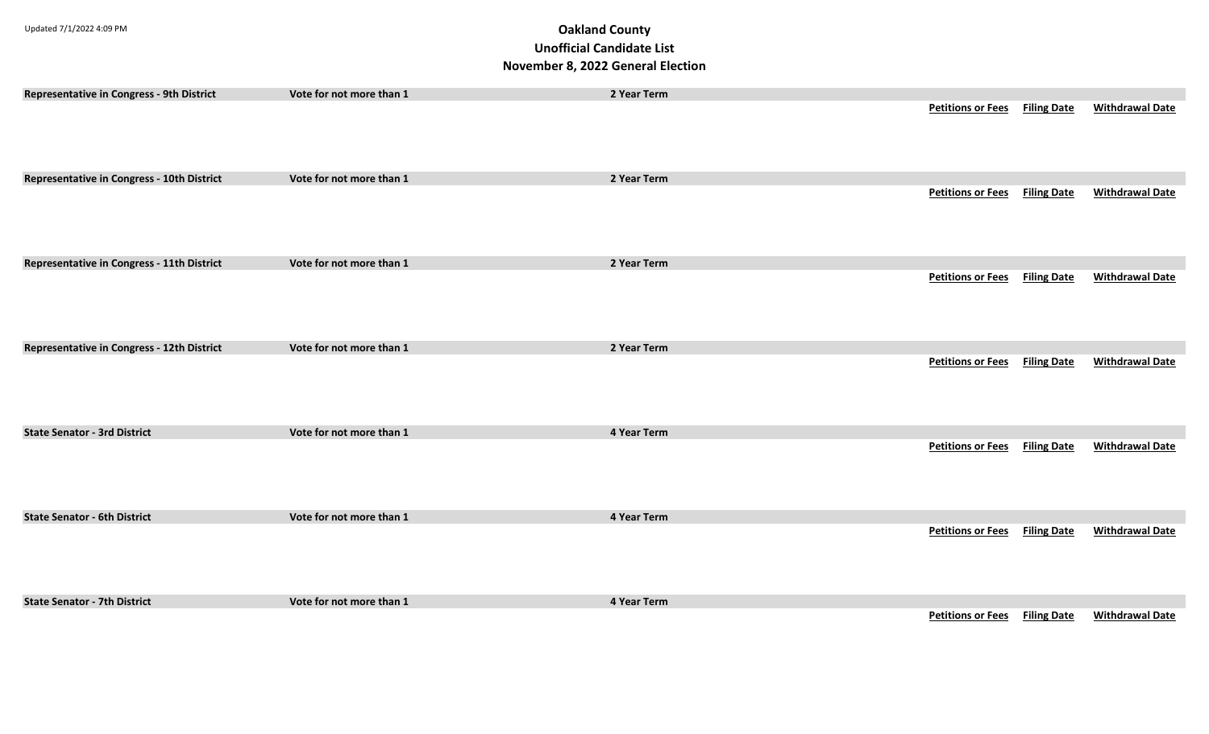Updated 7/1/2022 4:09 PM

# Oakland County
## Unofficial Candidate List
## November 8, 2022 General Election

| **Representative in Congress - 9th District** | **Vote for not more than 1** | **2 Year Term** | | | |
|---|---|---|---|---|---|
| | | | **Petitions or Fees** | **Filing Date** | **Withdrawal Date** |

| **Representative in Congress - 10th District** | **Vote for not more than 1** | **2 Year Term** | | | |
|---|---|---|---|---|---|
| | | | **Petitions or Fees** | **Filing Date** | **Withdrawal Date** |

| **Representative in Congress - 11th District** | **Vote for not more than 1** | **2 Year Term** | | | |
|---|---|---|---|---|---|
| | | | **Petitions or Fees** | **Filing Date** | **Withdrawal Date** |

| **Representative in Congress - 12th District** | **Vote for not more than 1** | **2 Year Term** | | | |
|---|---|---|---|---|---|
| | | | **Petitions or Fees** | **Filing Date** | **Withdrawal Date** |

| **State Senator - 3rd District** | **Vote for not more than 1** | **4 Year Term** | | | |
|---|---|---|---|---|---|
| | | | **Petitions or Fees** | **Filing Date** | **Withdrawal Date** |

| **State Senator - 6th District** | **Vote for not more than 1** | **4 Year Term** | | | |
|---|---|---|---|---|---|
| | | | **Petitions or Fees** | **Filing Date** | **Withdrawal Date** |

| **State Senator - 7th District** | **Vote for not more than 1** | **4 Year Term** | | | |
|---|---|---|---|---|---|
| | | | **Petitions or Fees** | **Filing Date** | **Withdrawal Date** |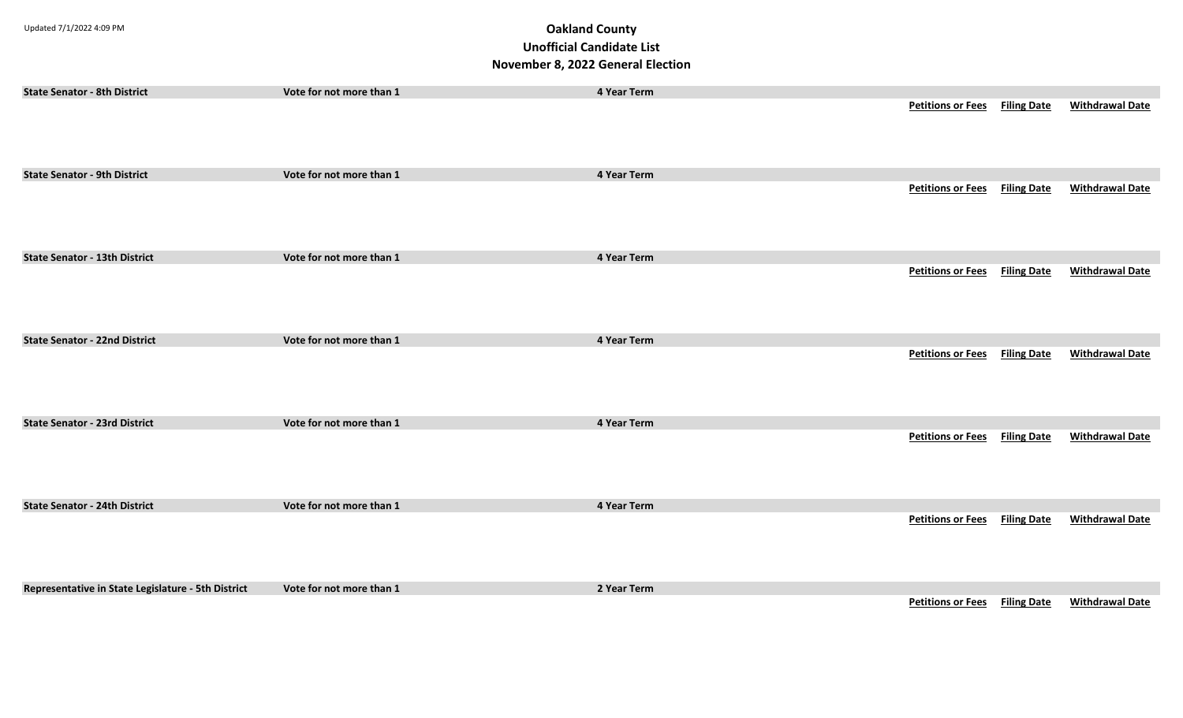Updated 7/1/2022 4:09 PM

# Oakland County
## Unofficial Candidate List
## November 8, 2022 General Election

| State Senator - 8th District | Vote for not more than 1 | 4 Year Term | | | |
|---|---|---|---|---|---|
| | | | Petitions or Fees | Filing Date | Withdrawal Date |

| State Senator - 9th District | Vote for not more than 1 | 4 Year Term | | | |
|---|---|---|---|---|---|
| | | | Petitions or Fees | Filing Date | Withdrawal Date |

| State Senator - 13th District | Vote for not more than 1 | 4 Year Term | | | |
|---|---|---|---|---|---|
| | | | Petitions or Fees | Filing Date | Withdrawal Date |

| State Senator - 22nd District | Vote for not more than 1 | 4 Year Term | | | |
|---|---|---|---|---|---|
| | | | Petitions or Fees | Filing Date | Withdrawal Date |

| State Senator - 23rd District | Vote for not more than 1 | 4 Year Term | | | |
|---|---|---|---|---|---|
| | | | Petitions or Fees | Filing Date | Withdrawal Date |

| State Senator - 24th District | Vote for not more than 1 | 4 Year Term | | | |
|---|---|---|---|---|---|
| | | | Petitions or Fees | Filing Date | Withdrawal Date |

| Representative in State Legislature - 5th District | Vote for not more than 1 | 2 Year Term | | | |
|---|---|---|---|---|---|
| | | | Petitions or Fees | Filing Date | Withdrawal Date |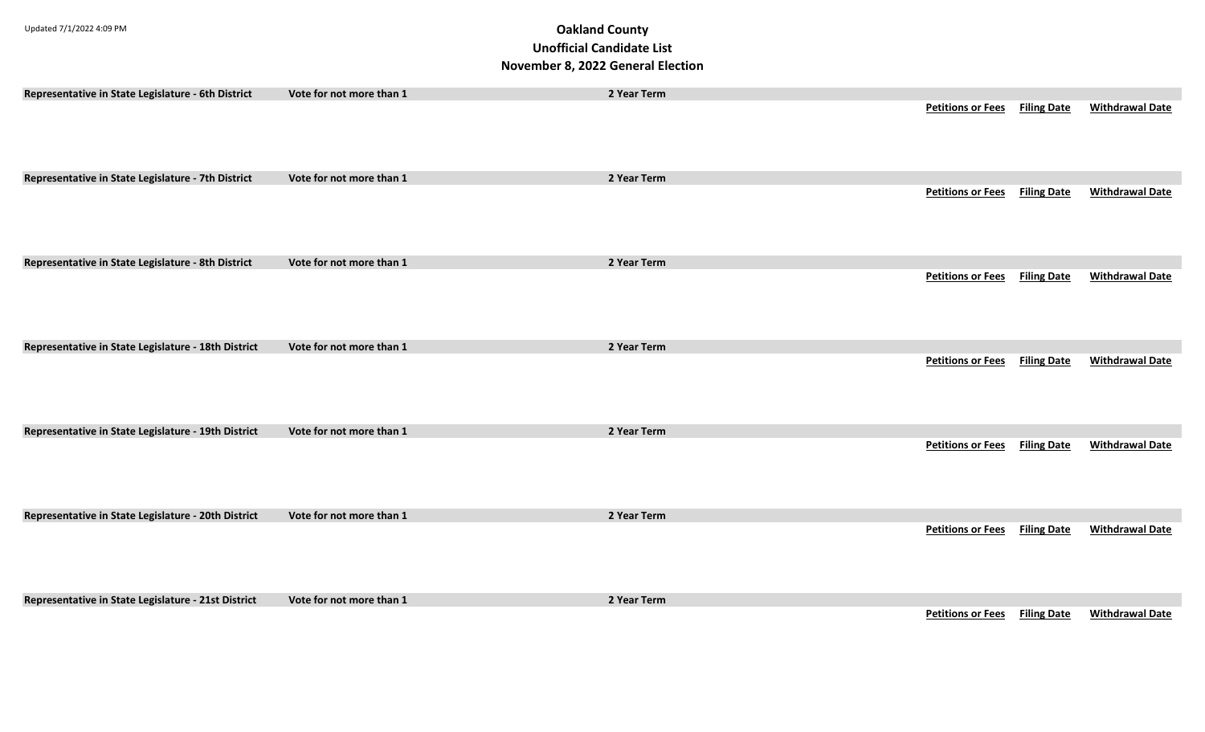Updated 7/1/2022 4:09 PM

# Oakland County
## Unofficial Candidate List
## November 8, 2022 General Election

| Representative in State Legislature - 6th District | Vote for not more than 1 | 2 Year Term | | | |
|---|---|---|---|---|---|
| | | | **Petitions or Fees** | **Filing Date** | **Withdrawal Date** |

| Representative in State Legislature - 7th District | Vote for not more than 1 | 2 Year Term | | | |
|---|---|---|---|---|---|
| | | | **Petitions or Fees** | **Filing Date** | **Withdrawal Date** |

| Representative in State Legislature - 8th District | Vote for not more than 1 | 2 Year Term | | | |
|---|---|---|---|---|---|
| | | | **Petitions or Fees** | **Filing Date** | **Withdrawal Date** |

| Representative in State Legislature - 18th District | Vote for not more than 1 | 2 Year Term | | | |
|---|---|---|---|---|---|
| | | | **Petitions or Fees** | **Filing Date** | **Withdrawal Date** |

| Representative in State Legislature - 19th District | Vote for not more than 1 | 2 Year Term | | | |
|---|---|---|---|---|---|
| | | | **Petitions or Fees** | **Filing Date** | **Withdrawal Date** |

| Representative in State Legislature - 20th District | Vote for not more than 1 | 2 Year Term | | | |
|---|---|---|---|---|---|
| | | | **Petitions or Fees** | **Filing Date** | **Withdrawal Date** |

| Representative in State Legislature - 21st District | Vote for not more than 1 | 2 Year Term | | | |
|---|---|---|---|---|---|
| | | | **Petitions or Fees** | **Filing Date** | **Withdrawal Date** |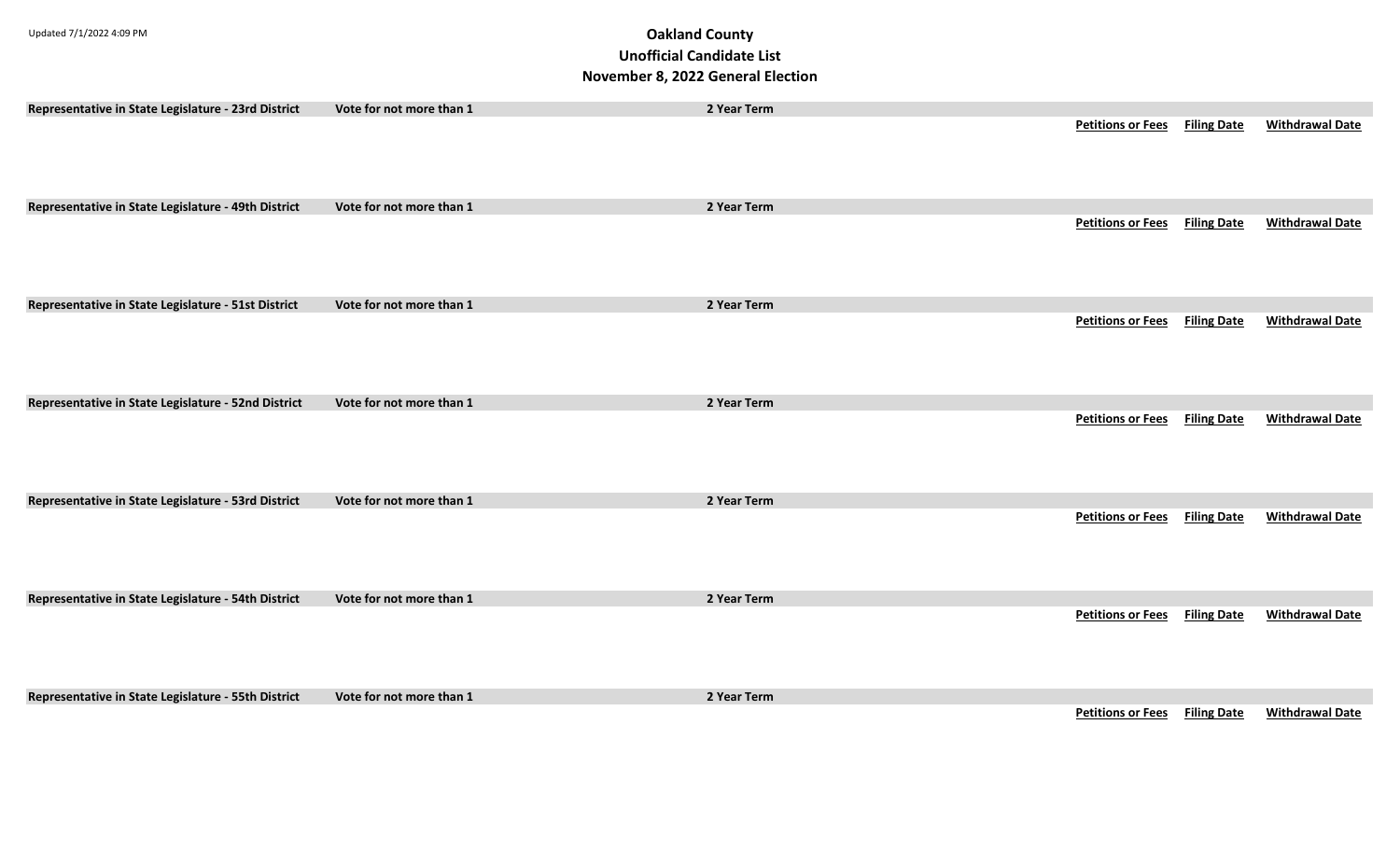Updated 7/1/2022 4:09 PM

# Oakland County
## Unofficial Candidate List
## November 8, 2022 General Election

| Representative in State Legislature - 23rd District | Vote for not more than 1 | 2 Year Term | | | |
|---|---|---|---|---|---|
| | | | **Petitions or Fees** | **Filing Date** | **Withdrawal Date** |

| Representative in State Legislature - 49th District | Vote for not more than 1 | 2 Year Term | | | |
|---|---|---|---|---|---|
| | | | **Petitions or Fees** | **Filing Date** | **Withdrawal Date** |

| Representative in State Legislature - 51st District | Vote for not more than 1 | 2 Year Term | | | |
|---|---|---|---|---|---|
| | | | **Petitions or Fees** | **Filing Date** | **Withdrawal Date** |

| Representative in State Legislature - 52nd District | Vote for not more than 1 | 2 Year Term | | | |
|---|---|---|---|---|---|
| | | | **Petitions or Fees** | **Filing Date** | **Withdrawal Date** |

| Representative in State Legislature - 53rd District | Vote for not more than 1 | 2 Year Term | | | |
|---|---|---|---|---|---|
| | | | **Petitions or Fees** | **Filing Date** | **Withdrawal Date** |

| Representative in State Legislature - 54th District | Vote for not more than 1 | 2 Year Term | | | |
|---|---|---|---|---|---|
| | | | **Petitions or Fees** | **Filing Date** | **Withdrawal Date** |

| Representative in State Legislature - 55th District | Vote for not more than 1 | 2 Year Term | | | |
|---|---|---|---|---|---|
| | | | **Petitions or Fees** | **Filing Date** | **Withdrawal Date** |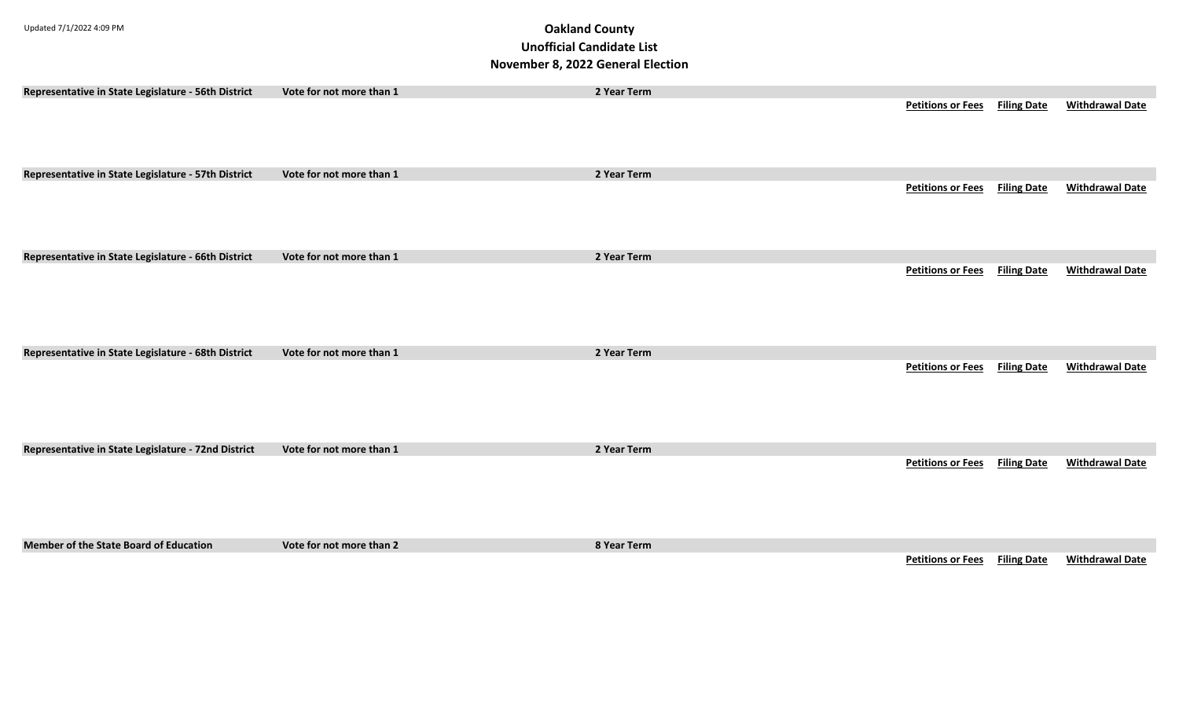Updated 7/1/2022 4:09 PM

# Oakland County
## Unofficial Candidate List
## November 8, 2022 General Election

| Representative in State Legislature - 56th District | Vote for not more than 1 | 2 Year Term | | | |
|---|---|---|---|---|---|
| | | | **Petitions or Fees** | **Filing Date** | **Withdrawal Date** |

| Representative in State Legislature - 57th District | Vote for not more than 1 | 2 Year Term | | | |
|---|---|---|---|---|---|
| | | | **Petitions or Fees** | **Filing Date** | **Withdrawal Date** |

| Representative in State Legislature - 66th District | Vote for not more than 1 | 2 Year Term | | | |
|---|---|---|---|---|---|
| | | | **Petitions or Fees** | **Filing Date** | **Withdrawal Date** |

| Representative in State Legislature - 68th District | Vote for not more than 1 | 2 Year Term | | | |
|---|---|---|---|---|---|
| | | | **Petitions or Fees** | **Filing Date** | **Withdrawal Date** |

| Representative in State Legislature - 72nd District | Vote for not more than 1 | 2 Year Term | | | |
|---|---|---|---|---|---|
| | | | **Petitions or Fees** | **Filing Date** | **Withdrawal Date** |

| Member of the State Board of Education | Vote for not more than 2 | 8 Year Term | | | |
|---|---|---|---|---|---|
| | | | **Petitions or Fees** | **Filing Date** | **Withdrawal Date** |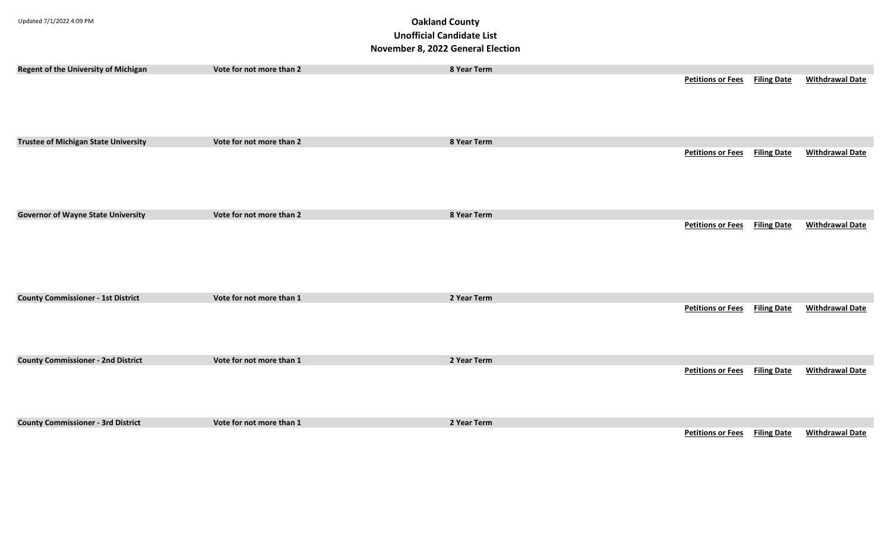Updated 7/1/2022 4:09 PM

# Oakland County
## Unofficial Candidate List
## November 8, 2022 General Election

| Regent of the University of Michigan | Vote for not more than 2 | 8 Year Term | | | |
|---|---|---|---|---|---|
| | | | **Petitions or Fees** | **Filing Date** | **Withdrawal Date** |

| Trustee of Michigan State University | Vote for not more than 2 | 8 Year Term | | | |
|---|---|---|---|---|---|
| | | | **Petitions or Fees** | **Filing Date** | **Withdrawal Date** |

| Governor of Wayne State University | Vote for not more than 2 | 8 Year Term | | | |
|---|---|---|---|---|---|
| | | | **Petitions or Fees** | **Filing Date** | **Withdrawal Date** |

| County Commissioner - 1st District | Vote for not more than 1 | 2 Year Term | | | |
|---|---|---|---|---|---|
| | | | **Petitions or Fees** | **Filing Date** | **Withdrawal Date** |

| County Commissioner - 2nd District | Vote for not more than 1 | 2 Year Term | | | |
|---|---|---|---|---|---|
| | | | **Petitions or Fees** | **Filing Date** | **Withdrawal Date** |

| County Commissioner - 3rd District | Vote for not more than 1 | 2 Year Term | | | |
|---|---|---|---|---|---|
| | | | **Petitions or Fees** | **Filing Date** | **Withdrawal Date** |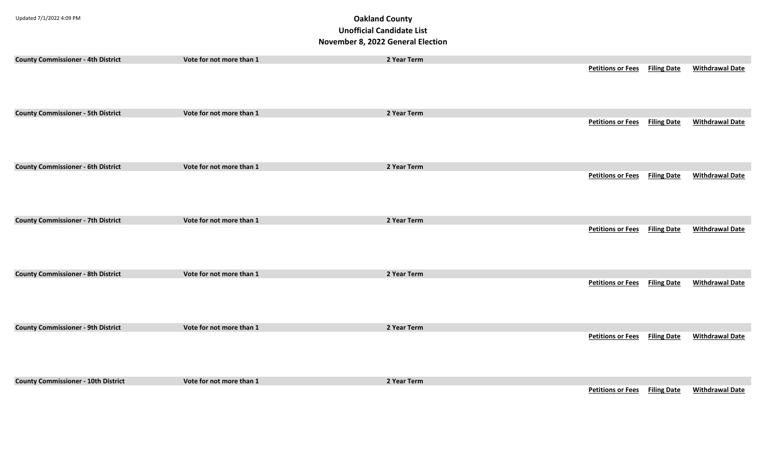Updated 7/1/2022 4:09 PM

# Oakland County
## Unofficial Candidate List
## November 8, 2022 General Election

| County Commissioner - 4th District | Vote for not more than 1 | 2 Year Term | | | |
|---|---|---|---|---|---|
| | | | Petitions or Fees | Filing Date | Withdrawal Date |

| County Commissioner - 5th District | Vote for not more than 1 | 2 Year Term | | | |
|---|---|---|---|---|---|
| | | | Petitions or Fees | Filing Date | Withdrawal Date |

| County Commissioner - 6th District | Vote for not more than 1 | 2 Year Term | | | |
|---|---|---|---|---|---|
| | | | Petitions or Fees | Filing Date | Withdrawal Date |

| County Commissioner - 7th District | Vote for not more than 1 | 2 Year Term | | | |
|---|---|---|---|---|---|
| | | | Petitions or Fees | Filing Date | Withdrawal Date |

| County Commissioner - 8th District | Vote for not more than 1 | 2 Year Term | | | |
|---|---|---|---|---|---|
| | | | Petitions or Fees | Filing Date | Withdrawal Date |

| County Commissioner - 9th District | Vote for not more than 1 | 2 Year Term | | | |
|---|---|---|---|---|---|
| | | | Petitions or Fees | Filing Date | Withdrawal Date |

| County Commissioner - 10th District | Vote for not more than 1 | 2 Year Term | | | |
|---|---|---|---|---|---|
| | | | Petitions or Fees | Filing Date | Withdrawal Date |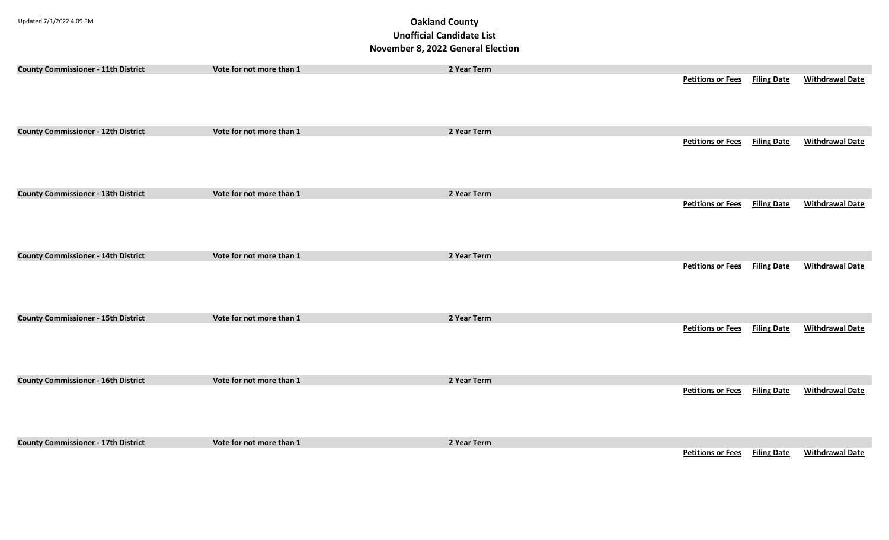Updated 7/1/2022 4:09 PM

# Oakland County
## Unofficial Candidate List
## November 8, 2022 General Election

| County Commissioner - 11th District | Vote for not more than 1 | 2 Year Term | | | |
|---|---|---|---|---|---|
| | | | Petitions or Fees | Filing Date | Withdrawal Date |

| County Commissioner - 12th District | Vote for not more than 1 | 2 Year Term | | | |
|---|---|---|---|---|---|
| | | | Petitions or Fees | Filing Date | Withdrawal Date |

| County Commissioner - 13th District | Vote for not more than 1 | 2 Year Term | | | |
|---|---|---|---|---|---|
| | | | Petitions or Fees | Filing Date | Withdrawal Date |

| County Commissioner - 14th District | Vote for not more than 1 | 2 Year Term | | | |
|---|---|---|---|---|---|
| | | | Petitions or Fees | Filing Date | Withdrawal Date |

| County Commissioner - 15th District | Vote for not more than 1 | 2 Year Term | | | |
|---|---|---|---|---|---|
| | | | Petitions or Fees | Filing Date | Withdrawal Date |

| County Commissioner - 16th District | Vote for not more than 1 | 2 Year Term | | | |
|---|---|---|---|---|---|
| | | | Petitions or Fees | Filing Date | Withdrawal Date |

| County Commissioner - 17th District | Vote for not more than 1 | 2 Year Term | | | |
|---|---|---|---|---|---|
| | | | Petitions or Fees | Filing Date | Withdrawal Date |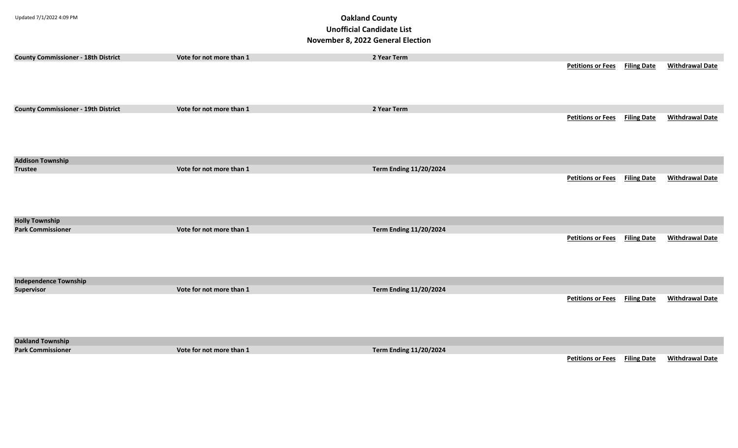Updated 7/1/2022 4:09 PM

# Oakland County
## Unofficial Candidate List
## November 8, 2022 General Election

| County Commissioner - 18th District | Vote for not more than 1 | 2 Year Term | | | |
|---|---|---|---|---|---|
| | | | **Petitions or Fees** | **Filing Date** | **Withdrawal Date** |

| County Commissioner - 19th District | Vote for not more than 1 | 2 Year Term | | | |
|---|---|---|---|---|---|
| | | | **Petitions or Fees** | **Filing Date** | **Withdrawal Date** |

**Addison Township**

| Trustee | Vote for not more than 1 | Term Ending 11/20/2024 | | | |
|---|---|---|---|---|---|
| | | | **Petitions or Fees** | **Filing Date** | **Withdrawal Date** |

**Holly Township**

| Park Commissioner | Vote for not more than 1 | Term Ending 11/20/2024 | | | |
|---|---|---|---|---|---|
| | | | **Petitions or Fees** | **Filing Date** | **Withdrawal Date** |

**Independence Township**

| Supervisor | Vote for not more than 1 | Term Ending 11/20/2024 | | | |
|---|---|---|---|---|---|
| | | | **Petitions or Fees** | **Filing Date** | **Withdrawal Date** |

**Oakland Township**

| Park Commissioner | Vote for not more than 1 | Term Ending 11/20/2024 | | | |
|---|---|---|---|---|---|
| | | | **Petitions or Fees** | **Filing Date** | **Withdrawal Date** |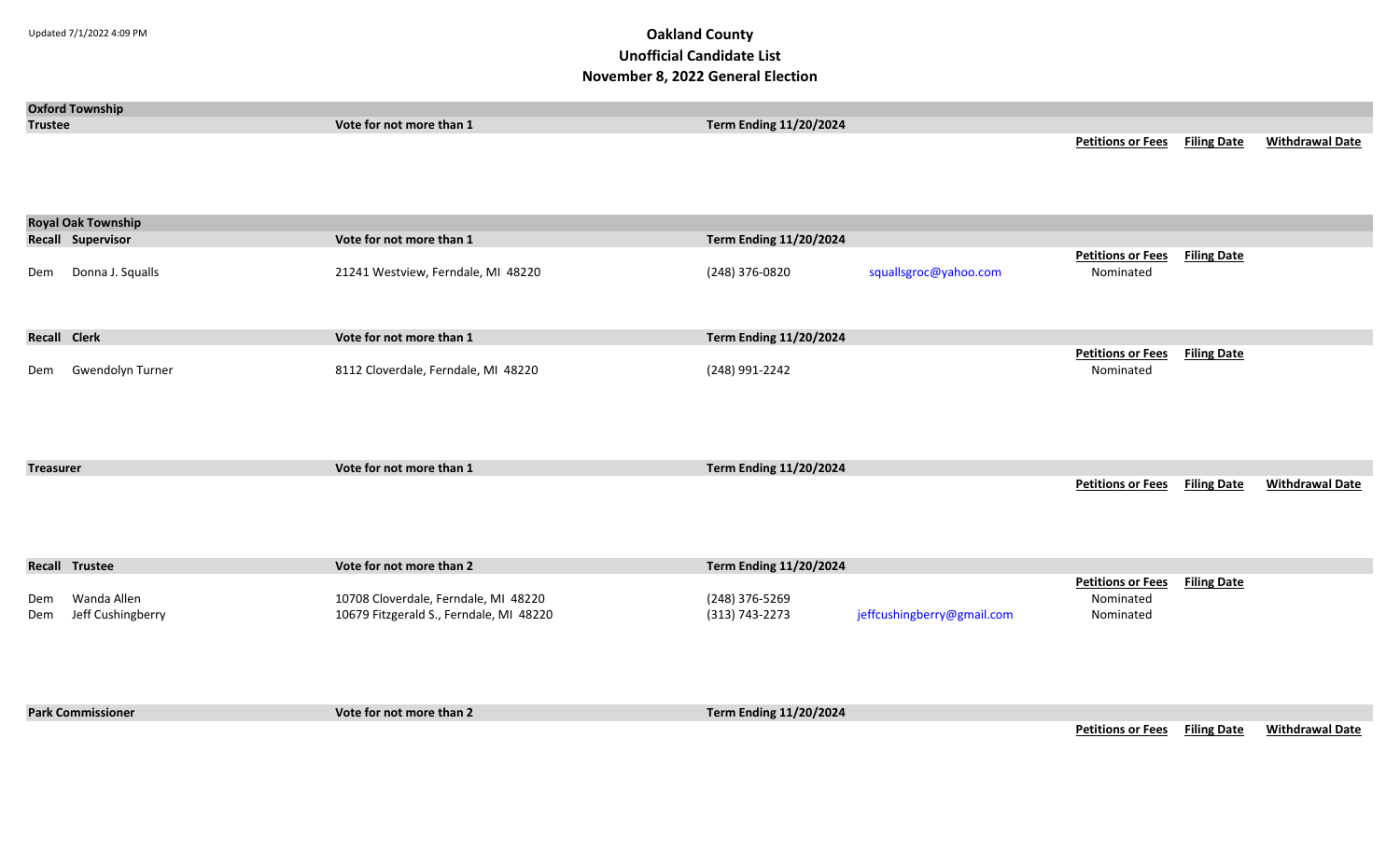Updated 7/1/2022 4:09 PM

# Oakland County
## Unofficial Candidate List
## November 8, 2022 General Election

## Oxford Township

| Trustee | Vote for not more than 1 | Term Ending 11/20/2024 | | Petitions or Fees | Filing Date | Withdrawal Date |
|---|---|---|---|---|---|---|

## Royal Oak Township

| Recall Supervisor | Vote for not more than 1 | Term Ending 11/20/2024 | | Petitions or Fees | Filing Date |
|---|---|---|---|---|---|
| Dem Donna J. Squalls | 21241 Westview, Ferndale, MI 48220 | (248) 376-0820 | squallsgroc@yahoo.com | Nominated | |

| Recall Clerk | Vote for not more than 1 | Term Ending 11/20/2024 | | Petitions or Fees | Filing Date |
|---|---|---|---|---|---|
| Dem Gwendolyn Turner | 8112 Cloverdale, Ferndale, MI 48220 | (248) 991-2242 | | Nominated | |

| Treasurer | Vote for not more than 1 | Term Ending 11/20/2024 | | Petitions or Fees | Filing Date | Withdrawal Date |
|---|---|---|---|---|---|---|

| Recall Trustee | Vote for not more than 2 | Term Ending 11/20/2024 | | Petitions or Fees | Filing Date |
|---|---|---|---|---|---|
| Dem Wanda Allen | 10708 Cloverdale, Ferndale, MI 48220 | (248) 376-5269 | | Nominated | |
| Dem Jeff Cushingberry | 10679 Fitzgerald S., Ferndale, MI 48220 | (313) 743-2273 | jeffcushingberry@gmail.com | Nominated | |

| Park Commissioner | Vote for not more than 2 | Term Ending 11/20/2024 | | Petitions or Fees | Filing Date | Withdrawal Date |
|---|---|---|---|---|---|---|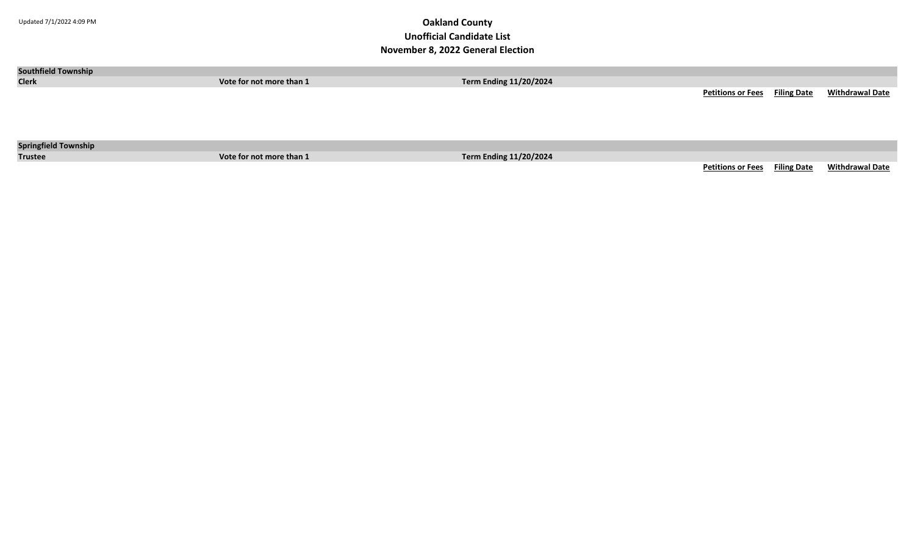Updated 7/1/2022 4:09 PM

# Oakland County
## Unofficial Candidate List
## November 8, 2022 General Election

**Southfield Township**

| **Clerk** | **Vote for not more than 1** | **Term Ending 11/20/2024** | | | |
|---|---|---|---|---|---|
| | | | **Petitions or Fees** | **Filing Date** | **Withdrawal Date** |

**Springfield Township**

| **Trustee** | **Vote for not more than 1** | **Term Ending 11/20/2024** | | | |
|---|---|---|---|---|---|
| | | | **Petitions or Fees** | **Filing Date** | **Withdrawal Date** |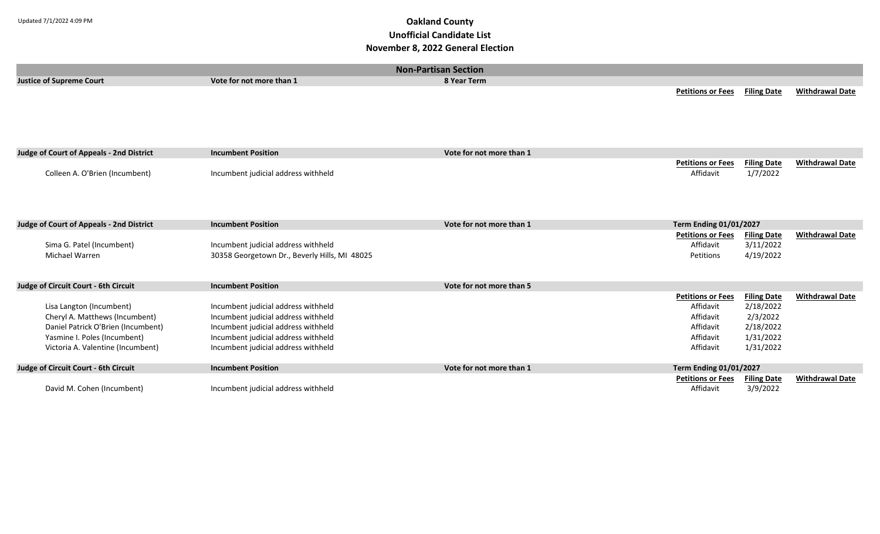Updated 7/1/2022 4:09 PM

# Oakland County
## Unofficial Candidate List
## November 8, 2022 General Election

### Non-Partisan Section

**Justice of Supreme Court** | **Vote for not more than 1** | **8 Year Term**

| Candidate | Address | Petitions or Fees | Filing Date | Withdrawal Date |
|---|---|---|---|---|

**Judge of Court of Appeals - 2nd District** | **Incumbent Position** | **Vote for not more than 1**

| Candidate | Address | Petitions or Fees | Filing Date | Withdrawal Date |
|---|---|---|---|---|
| Colleen A. O'Brien (Incumbent) | Incumbent judicial address withheld | Affidavit | 1/7/2022 | |

**Judge of Court of Appeals - 2nd District** | **Incumbent Position** | **Vote for not more than 1** | **Term Ending 01/01/2027**

| Candidate | Address | Petitions or Fees | Filing Date | Withdrawal Date |
|---|---|---|---|---|
| Sima G. Patel (Incumbent) | Incumbent judicial address withheld | Affidavit | 3/11/2022 | |
| Michael Warren | 30358 Georgetown Dr., Beverly Hills, MI 48025 | Petitions | 4/19/2022 | |

**Judge of Circuit Court - 6th Circuit** | **Incumbent Position** | **Vote for not more than 5**

| Candidate | Address | Petitions or Fees | Filing Date | Withdrawal Date |
|---|---|---|---|---|
| Lisa Langton (Incumbent) | Incumbent judicial address withheld | Affidavit | 2/18/2022 | |
| Cheryl A. Matthews (Incumbent) | Incumbent judicial address withheld | Affidavit | 2/3/2022 | |
| Daniel Patrick O'Brien (Incumbent) | Incumbent judicial address withheld | Affidavit | 2/18/2022 | |
| Yasmine I. Poles (Incumbent) | Incumbent judicial address withheld | Affidavit | 1/31/2022 | |
| Victoria A. Valentine (Incumbent) | Incumbent judicial address withheld | Affidavit | 1/31/2022 | |

**Judge of Circuit Court - 6th Circuit** | **Incumbent Position** | **Vote for not more than 1** | **Term Ending 01/01/2027**

| Candidate | Address | Petitions or Fees | Filing Date | Withdrawal Date |
|---|---|---|---|---|
| David M. Cohen (Incumbent) | Incumbent judicial address withheld | Affidavit | 3/9/2022 | |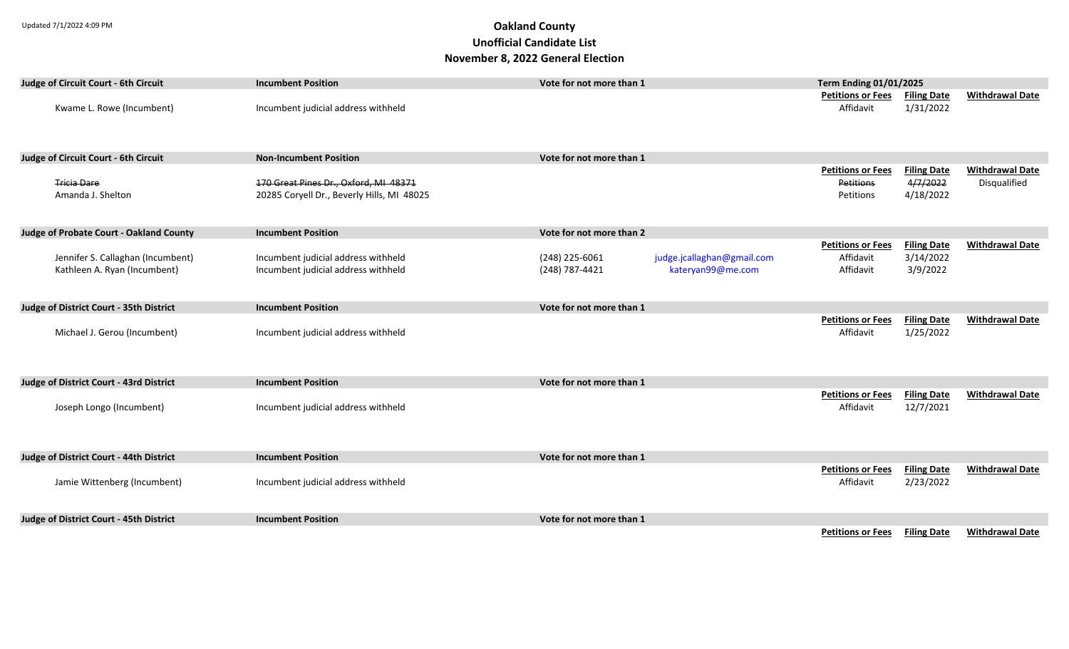Updated 7/1/2022 4:09 PM

# Oakland County
## Unofficial Candidate List
## November 8, 2022 General Election

| Judge of Circuit Court - 6th Circuit | Incumbent Position | Vote for not more than 1 | | Term Ending 01/01/2025 | | |
|---|---|---|---|---|---|---|
| | | | | **Petitions or Fees** | **Filing Date** | **Withdrawal Date** |
| Kwame L. Rowe (Incumbent) | Incumbent judicial address withheld | | | Affidavit | 1/31/2022 | |

| Judge of Circuit Court - 6th Circuit | Non-Incumbent Position | Vote for not more than 1 | | | | |
|---|---|---|---|---|---|---|
| | | | | **Petitions or Fees** | **Filing Date** | **Withdrawal Date** |
| ~~Tricia Dare~~ | ~~170 Great Pines Dr., Oxford, MI 48371~~ | | | ~~Petitions~~ | ~~4/7/2022~~ | Disqualified |
| Amanda J. Shelton | 20285 Coryell Dr., Beverly Hills, MI 48025 | | | Petitions | 4/18/2022 | |

| Judge of Probate Court - Oakland County | Incumbent Position | Vote for not more than 2 | | | | |
|---|---|---|---|---|---|---|
| | | | | **Petitions or Fees** | **Filing Date** | **Withdrawal Date** |
| Jennifer S. Callaghan (Incumbent) | Incumbent judicial address withheld | (248) 225-6061 | judge.jcallaghan@gmail.com | Affidavit | 3/14/2022 | |
| Kathleen A. Ryan (Incumbent) | Incumbent judicial address withheld | (248) 787-4421 | kateryan99@me.com | Affidavit | 3/9/2022 | |

| Judge of District Court - 35th District | Incumbent Position | Vote for not more than 1 | | | | |
|---|---|---|---|---|---|---|
| | | | | **Petitions or Fees** | **Filing Date** | **Withdrawal Date** |
| Michael J. Gerou (Incumbent) | Incumbent judicial address withheld | | | Affidavit | 1/25/2022 | |

| Judge of District Court - 43rd District | Incumbent Position | Vote for not more than 1 | | | | |
|---|---|---|---|---|---|---|
| | | | | **Petitions or Fees** | **Filing Date** | **Withdrawal Date** |
| Joseph Longo (Incumbent) | Incumbent judicial address withheld | | | Affidavit | 12/7/2021 | |

| Judge of District Court - 44th District | Incumbent Position | Vote for not more than 1 | | | | |
|---|---|---|---|---|---|---|
| | | | | **Petitions or Fees** | **Filing Date** | **Withdrawal Date** |
| Jamie Wittenberg (Incumbent) | Incumbent judicial address withheld | | | Affidavit | 2/23/2022 | |

| Judge of District Court - 45th District | Incumbent Position | Vote for not more than 1 | | | | |
|---|---|---|---|---|---|---|
| | | | | **Petitions or Fees** | **Filing Date** | **Withdrawal Date** |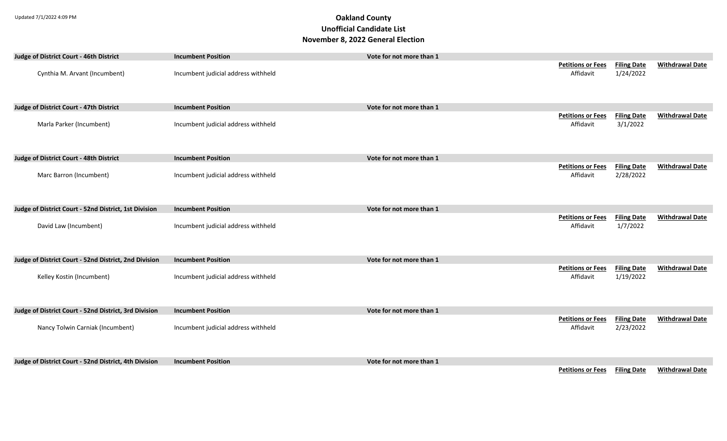Updated 7/1/2022 4:09 PM

# Oakland County
## Unofficial Candidate List
## November 8, 2022 General Election

| Judge of District Court - 46th District | Incumbent Position | Vote for not more than 1 | | | |
|---|---|---|---|---|---|
| | | | **Petitions or Fees** | **Filing Date** | **Withdrawal Date** |
| Cynthia M. Arvant (Incumbent) | Incumbent judicial address withheld | | Affidavit | 1/24/2022 | |

| Judge of District Court - 47th District | Incumbent Position | Vote for not more than 1 | | | |
|---|---|---|---|---|---|
| | | | **Petitions or Fees** | **Filing Date** | **Withdrawal Date** |
| Marla Parker (Incumbent) | Incumbent judicial address withheld | | Affidavit | 3/1/2022 | |

| Judge of District Court - 48th District | Incumbent Position | Vote for not more than 1 | | | |
|---|---|---|---|---|---|
| | | | **Petitions or Fees** | **Filing Date** | **Withdrawal Date** |
| Marc Barron (Incumbent) | Incumbent judicial address withheld | | Affidavit | 2/28/2022 | |

| Judge of District Court - 52nd District, 1st Division | Incumbent Position | Vote for not more than 1 | | | |
|---|---|---|---|---|---|
| | | | **Petitions or Fees** | **Filing Date** | **Withdrawal Date** |
| David Law (Incumbent) | Incumbent judicial address withheld | | Affidavit | 1/7/2022 | |

| Judge of District Court - 52nd District, 2nd Division | Incumbent Position | Vote for not more than 1 | | | |
|---|---|---|---|---|---|
| | | | **Petitions or Fees** | **Filing Date** | **Withdrawal Date** |
| Kelley Kostin (Incumbent) | Incumbent judicial address withheld | | Affidavit | 1/19/2022 | |

| Judge of District Court - 52nd District, 3rd Division | Incumbent Position | Vote for not more than 1 | | | |
|---|---|---|---|---|---|
| | | | **Petitions or Fees** | **Filing Date** | **Withdrawal Date** |
| Nancy Tolwin Carniak (Incumbent) | Incumbent judicial address withheld | | Affidavit | 2/23/2022 | |

| Judge of District Court - 52nd District, 4th Division | Incumbent Position | Vote for not more than 1 | | | |
|---|---|---|---|---|---|
| | | | **Petitions or Fees** | **Filing Date** | **Withdrawal Date** |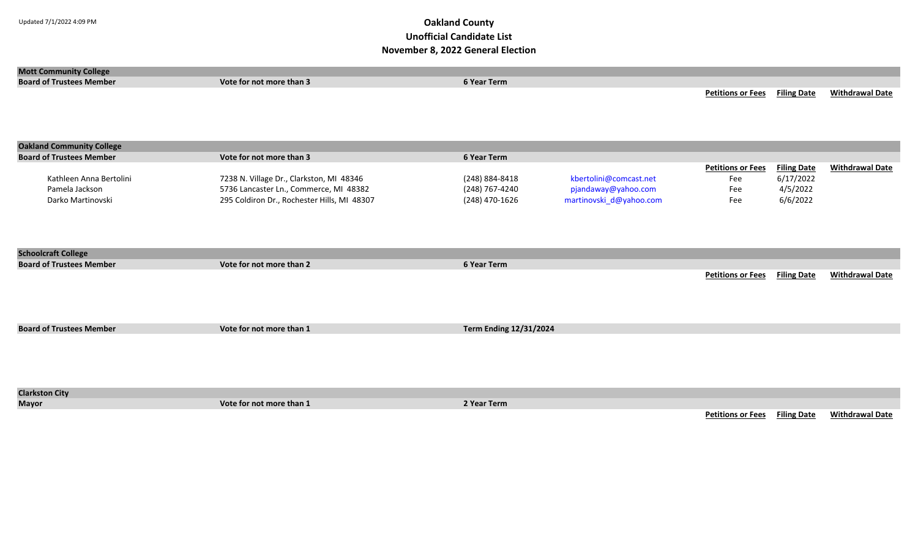# Oakland County
## Unofficial Candidate List
## November 8, 2022 General Election

Updated 7/1/2022 4:09 PM

### Mott Community College

**Board of Trustees Member** | **Vote for not more than 3** | **6 Year Term**

| | | | | Petitions or Fees | Filing Date | Withdrawal Date |
|---|---|---|---|---|---|---|

### Oakland Community College

**Board of Trustees Member** | **Vote for not more than 3** | **6 Year Term**

| | | | | Petitions or Fees | Filing Date | Withdrawal Date |
|---|---|---|---|---|---|---|
| Kathleen Anna Bertolini | 7238 N. Village Dr., Clarkston, MI 48346 | (248) 884-8418 | kbertolini@comcast.net | Fee | 6/17/2022 | |
| Pamela Jackson | 5736 Lancaster Ln., Commerce, MI 48382 | (248) 767-4240 | pjandaway@yahoo.com | Fee | 4/5/2022 | |
| Darko Martinovski | 295 Coldiron Dr., Rochester Hills, MI 48307 | (248) 470-1626 | martinovski_d@yahoo.com | Fee | 6/6/2022 | |

### Schoolcraft College

**Board of Trustees Member** | **Vote for not more than 2** | **6 Year Term**

| | | | | Petitions or Fees | Filing Date | Withdrawal Date |
|---|---|---|---|---|---|---|

**Board of Trustees Member** | **Vote for not more than 1** | **Term Ending 12/31/2024**

### Clarkston City

**Mayor** | **Vote for not more than 1** | **2 Year Term**

| | | | | Petitions or Fees | Filing Date | Withdrawal Date |
|---|---|---|---|---|---|---|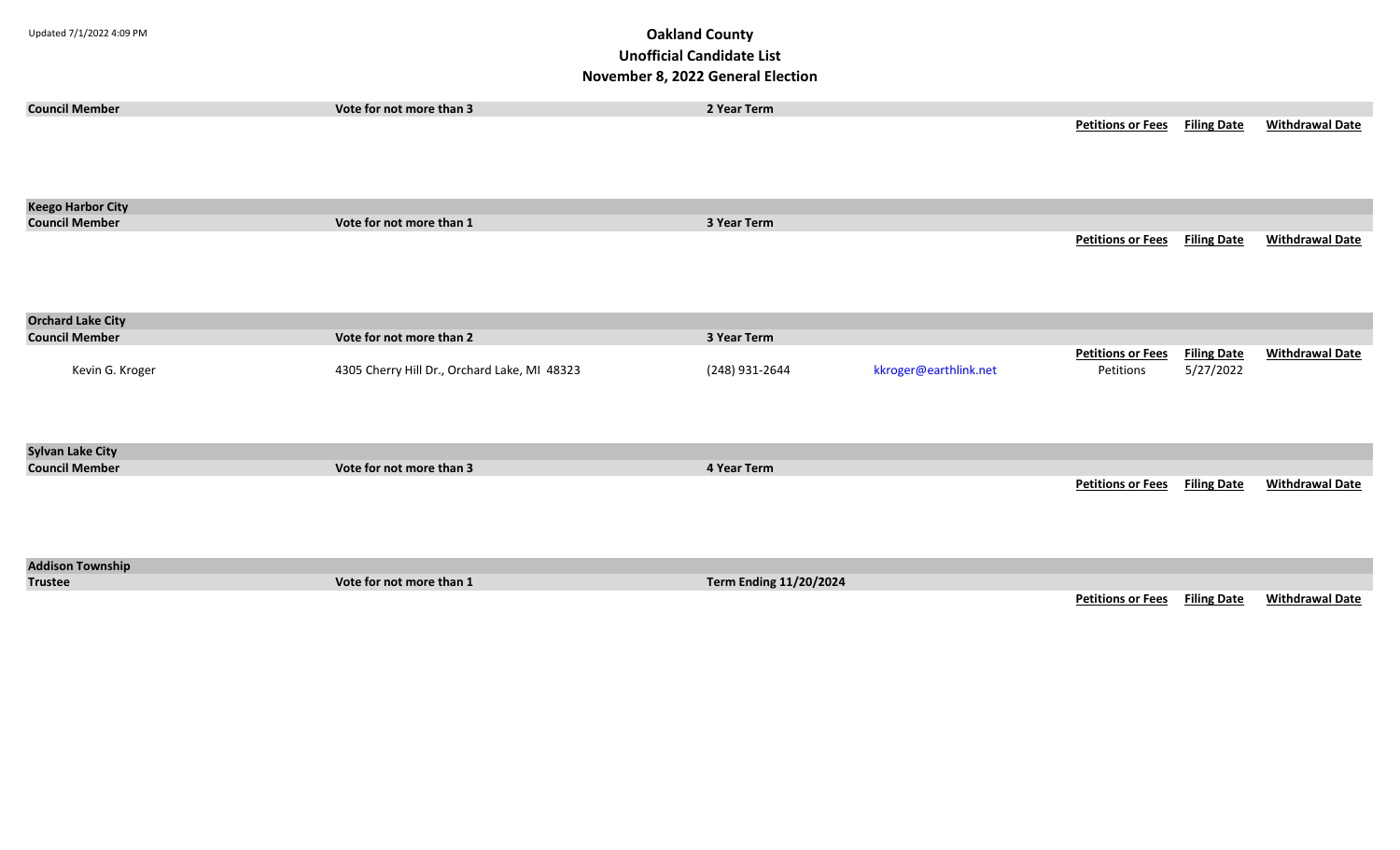Updated 7/1/2022 4:09 PM

# Oakland County
## Unofficial Candidate List
## November 8, 2022 General Election

| Council Member | Vote for not more than 3 | 2 Year Term | | | | |
|---|---|---|---|---|---|---|
| | | | | **Petitions or Fees** | **Filing Date** | **Withdrawal Date** |

**Keego Harbor City**

| Council Member | Vote for not more than 1 | 3 Year Term | | | | |
|---|---|---|---|---|---|---|
| | | | | **Petitions or Fees** | **Filing Date** | **Withdrawal Date** |

**Orchard Lake City**

| Council Member | Vote for not more than 2 | 3 Year Term | | | | |
|---|---|---|---|---|---|---|
| | | | | **Petitions or Fees** | **Filing Date** | **Withdrawal Date** |
| Kevin G. Kroger | 4305 Cherry Hill Dr., Orchard Lake, MI 48323 | (248) 931-2644 | kkroger@earthlink.net | Petitions | 5/27/2022 | |

**Sylvan Lake City**

| Council Member | Vote for not more than 3 | 4 Year Term | | | | |
|---|---|---|---|---|---|---|
| | | | | **Petitions or Fees** | **Filing Date** | **Withdrawal Date** |

**Addison Township**

| Trustee | Vote for not more than 1 | Term Ending 11/20/2024 | | | | |
|---|---|---|---|---|---|---|
| | | | | **Petitions or Fees** | **Filing Date** | **Withdrawal Date** |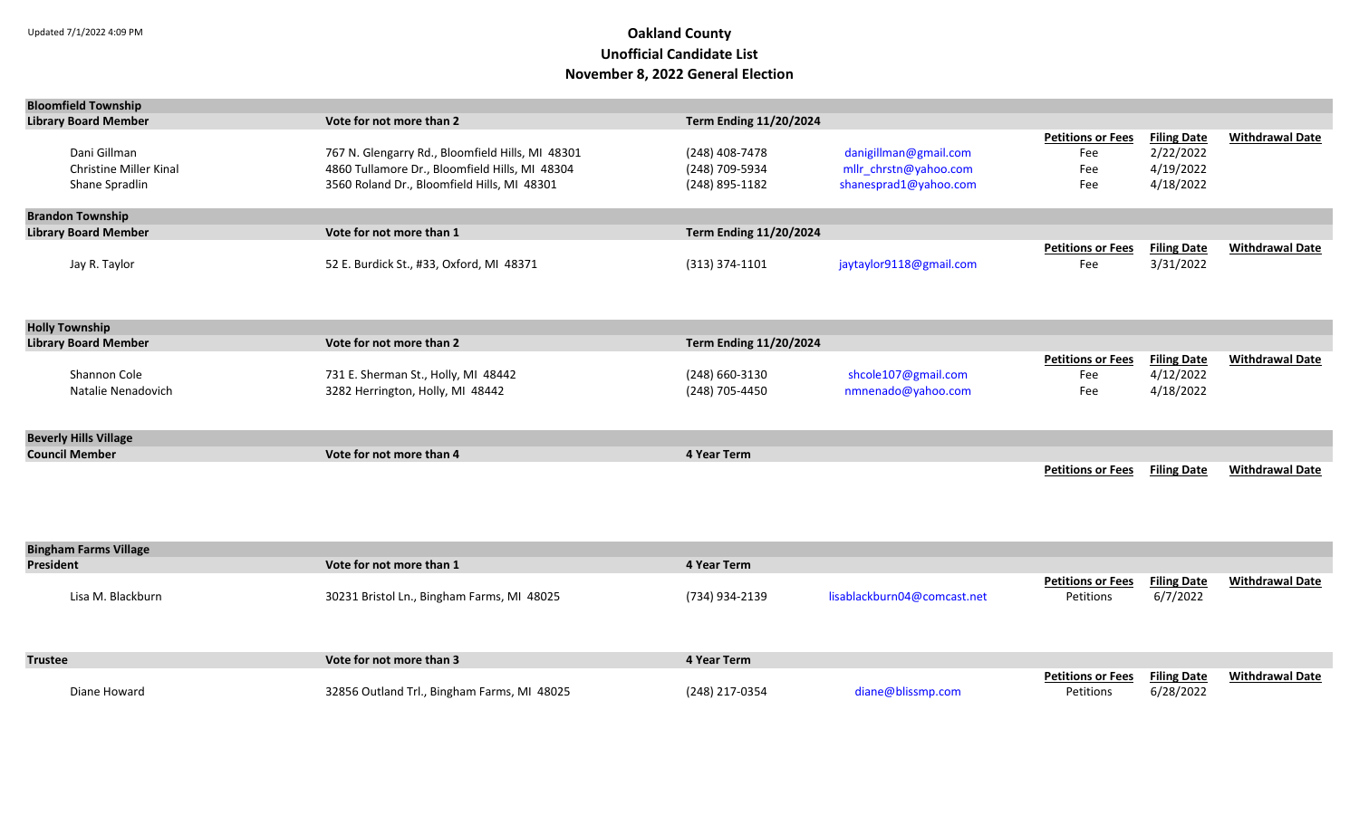Updated 7/1/2022 4:09 PM

# Oakland County
## Unofficial Candidate List
## November 8, 2022 General Election

### Bloomfield Township

**Library Board Member** | Vote for not more than 2 | Term Ending 11/20/2024

| Name | Address | Phone | Email | Petitions or Fees | Filing Date | Withdrawal Date |
|---|---|---|---|---|---|---|
| Dani Gillman | 767 N. Glengarry Rd., Bloomfield Hills, MI 48301 | (248) 408-7478 | danigillman@gmail.com | Fee | 2/22/2022 | |
| Christine Miller Kinal | 4860 Tullamore Dr., Bloomfield Hills, MI 48304 | (248) 709-5934 | mllr_chrstn@yahoo.com | Fee | 4/19/2022 | |
| Shane Spradlin | 3560 Roland Dr., Bloomfield Hills, MI 48301 | (248) 895-1182 | shanesprad1@yahoo.com | Fee | 4/18/2022 | |

### Brandon Township

**Library Board Member** | Vote for not more than 1 | Term Ending 11/20/2024

| Name | Address | Phone | Email | Petitions or Fees | Filing Date | Withdrawal Date |
|---|---|---|---|---|---|---|
| Jay R. Taylor | 52 E. Burdick St., #33, Oxford, MI 48371 | (313) 374-1101 | jaytaylor9118@gmail.com | Fee | 3/31/2022 | |

### Holly Township

**Library Board Member** | Vote for not more than 2 | Term Ending 11/20/2024

| Name | Address | Phone | Email | Petitions or Fees | Filing Date | Withdrawal Date |
|---|---|---|---|---|---|---|
| Shannon Cole | 731 E. Sherman St., Holly, MI 48442 | (248) 660-3130 | shcole107@gmail.com | Fee | 4/12/2022 | |
| Natalie Nenadovich | 3282 Herrington, Holly, MI 48442 | (248) 705-4450 | nmnenado@yahoo.com | Fee | 4/18/2022 | |

### Beverly Hills Village

**Council Member** | Vote for not more than 4 | 4 Year Term

| Name | Address | Phone | Email | Petitions or Fees | Filing Date | Withdrawal Date |
|---|---|---|---|---|---|---|

### Bingham Farms Village

**President** | Vote for not more than 1 | 4 Year Term

| Name | Address | Phone | Email | Petitions or Fees | Filing Date | Withdrawal Date |
|---|---|---|---|---|---|---|
| Lisa M. Blackburn | 30231 Bristol Ln., Bingham Farms, MI 48025 | (734) 934-2139 | lisablackburn04@comcast.net | Petitions | 6/7/2022 | |

**Trustee** | Vote for not more than 3 | 4 Year Term

| Name | Address | Phone | Email | Petitions or Fees | Filing Date | Withdrawal Date |
|---|---|---|---|---|---|---|
| Diane Howard | 32856 Outland Trl., Bingham Farms, MI 48025 | (248) 217-0354 | diane@blissmp.com | Petitions | 6/28/2022 | |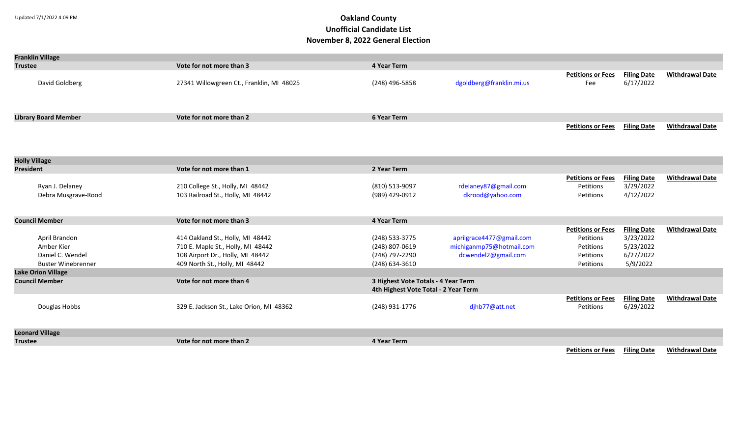Updated 7/1/2022 4:09 PM

# Oakland County
## Unofficial Candidate List
## November 8, 2022 General Election

### Franklin Village

| **Trustee** | **Vote for not more than 3** | **4 Year Term** | | | | |
|---|---|---|---|---|---|---|
| | | | | **Petitions or Fees** | **Filing Date** | **Withdrawal Date** |
| David Goldberg | 27341 Willowgreen Ct., Franklin, MI 48025 | (248) 496-5858 | dgoldberg@franklin.mi.us | Fee | 6/17/2022 | |

| **Library Board Member** | **Vote for not more than 2** | **6 Year Term** | | | | |
|---|---|---|---|---|---|---|
| | | | | **Petitions or Fees** | **Filing Date** | **Withdrawal Date** |

### Holly Village

| **President** | **Vote for not more than 1** | **2 Year Term** | | | | |
|---|---|---|---|---|---|---|
| | | | | **Petitions or Fees** | **Filing Date** | **Withdrawal Date** |
| Ryan J. Delaney | 210 College St., Holly, MI 48442 | (810) 513-9097 | rdelaney87@gmail.com | Petitions | 3/29/2022 | |
| Debra Musgrave-Rood | 103 Railroad St., Holly, MI 48442 | (989) 429-0912 | dkrood@yahoo.com | Petitions | 4/12/2022 | |

| **Council Member** | **Vote for not more than 3** | **4 Year Term** | | | | |
|---|---|---|---|---|---|---|
| | | | | **Petitions or Fees** | **Filing Date** | **Withdrawal Date** |
| April Brandon | 414 Oakland St., Holly, MI 48442 | (248) 533-3775 | aprilgrace4477@gmail.com | Petitions | 3/23/2022 | |
| Amber Kier | 710 E. Maple St., Holly, MI 48442 | (248) 807-0619 | michiganmp75@hotmail.com | Petitions | 5/23/2022 | |
| Daniel C. Wendel | 108 Airport Dr., Holly, MI 48442 | (248) 797-2290 | dcwendel2@gmail.com | Petitions | 6/27/2022 | |
| Buster Winebrenner | 409 North St., Holly, MI 48442 | (248) 634-3610 | | Petitions | 5/9/2022 | |

### Lake Orion Village

| **Council Member** | **Vote for not more than 4** | **3 Highest Vote Totals - 4 Year Term 4th Highest Vote Total - 2 Year Term** | | | | |
|---|---|---|---|---|---|---|
| | | | | **Petitions or Fees** | **Filing Date** | **Withdrawal Date** |
| Douglas Hobbs | 329 E. Jackson St., Lake Orion, MI 48362 | (248) 931-1776 | djhb77@att.net | Petitions | 6/29/2022 | |

### Leonard Village

| **Trustee** | **Vote for not more than 2** | **4 Year Term** | | | | |
|---|---|---|---|---|---|---|
| | | | | **Petitions or Fees** | **Filing Date** | **Withdrawal Date** |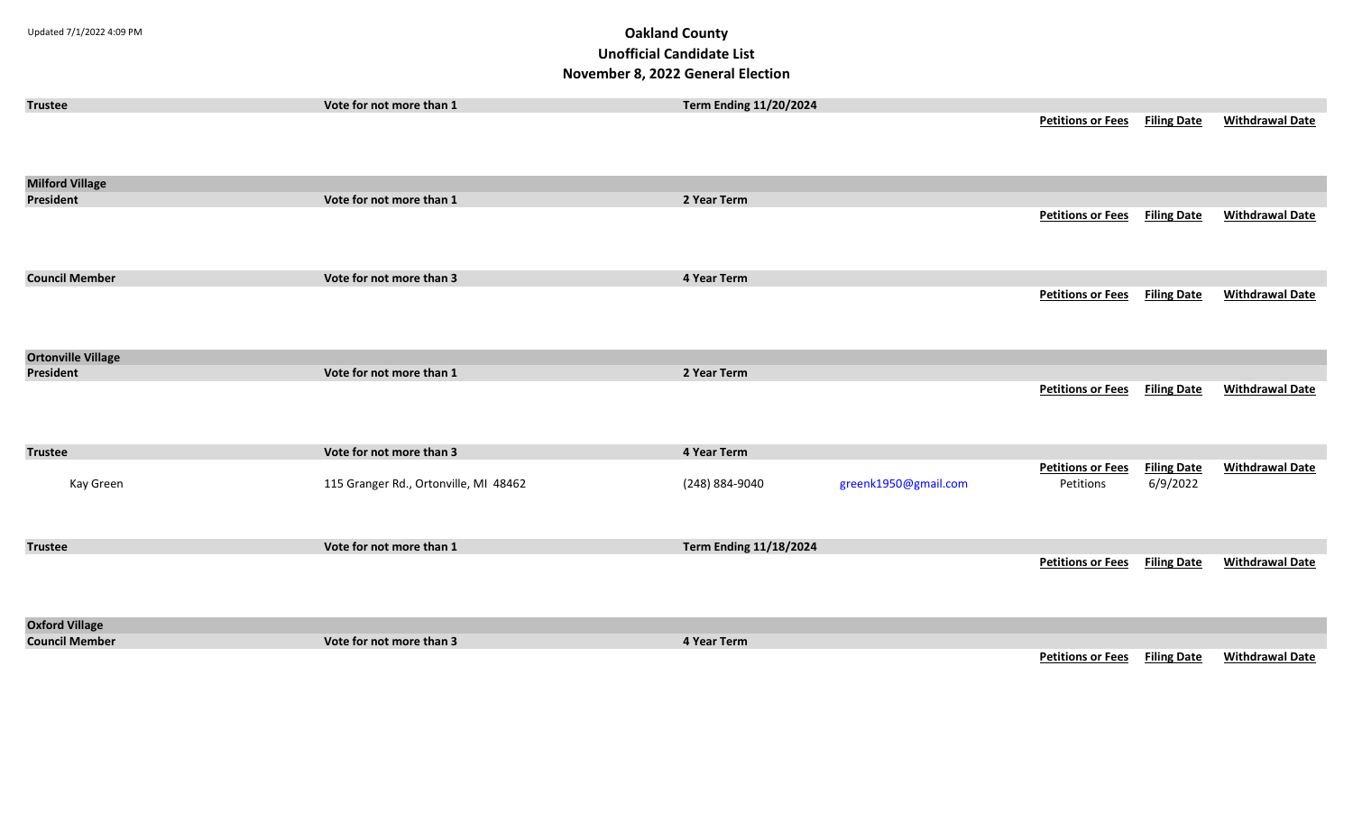Updated 7/1/2022 4:09 PM

# Oakland County
## Unofficial Candidate List
## November 8, 2022 General Election

| Trustee | Vote for not more than 1 | Term Ending 11/20/2024 | | | | |
|---|---|---|---|---|---|---|
| | | | | **Petitions or Fees** | **Filing Date** | **Withdrawal Date** |

### Milford Village

| President | Vote for not more than 1 | 2 Year Term | | | | |
|---|---|---|---|---|---|---|
| | | | | **Petitions or Fees** | **Filing Date** | **Withdrawal Date** |

| Council Member | Vote for not more than 3 | 4 Year Term | | | | |
|---|---|---|---|---|---|---|
| | | | | **Petitions or Fees** | **Filing Date** | **Withdrawal Date** |

### Ortonville Village

| President | Vote for not more than 1 | 2 Year Term | | | | |
|---|---|---|---|---|---|---|
| | | | | **Petitions or Fees** | **Filing Date** | **Withdrawal Date** |

| Trustee | Vote for not more than 3 | 4 Year Term | | | | |
|---|---|---|---|---|---|---|
| | | | | **Petitions or Fees** | **Filing Date** | **Withdrawal Date** |
| Kay Green | 115 Granger Rd., Ortonville, MI 48462 | (248) 884-9040 | greenk1950@gmail.com | Petitions | 6/9/2022 | |

| Trustee | Vote for not more than 1 | Term Ending 11/18/2024 | | | | |
|---|---|---|---|---|---|---|
| | | | | **Petitions or Fees** | **Filing Date** | **Withdrawal Date** |

### Oxford Village

| Council Member | Vote for not more than 3 | 4 Year Term | | | | |
|---|---|---|---|---|---|---|
| | | | | **Petitions or Fees** | **Filing Date** | **Withdrawal Date** |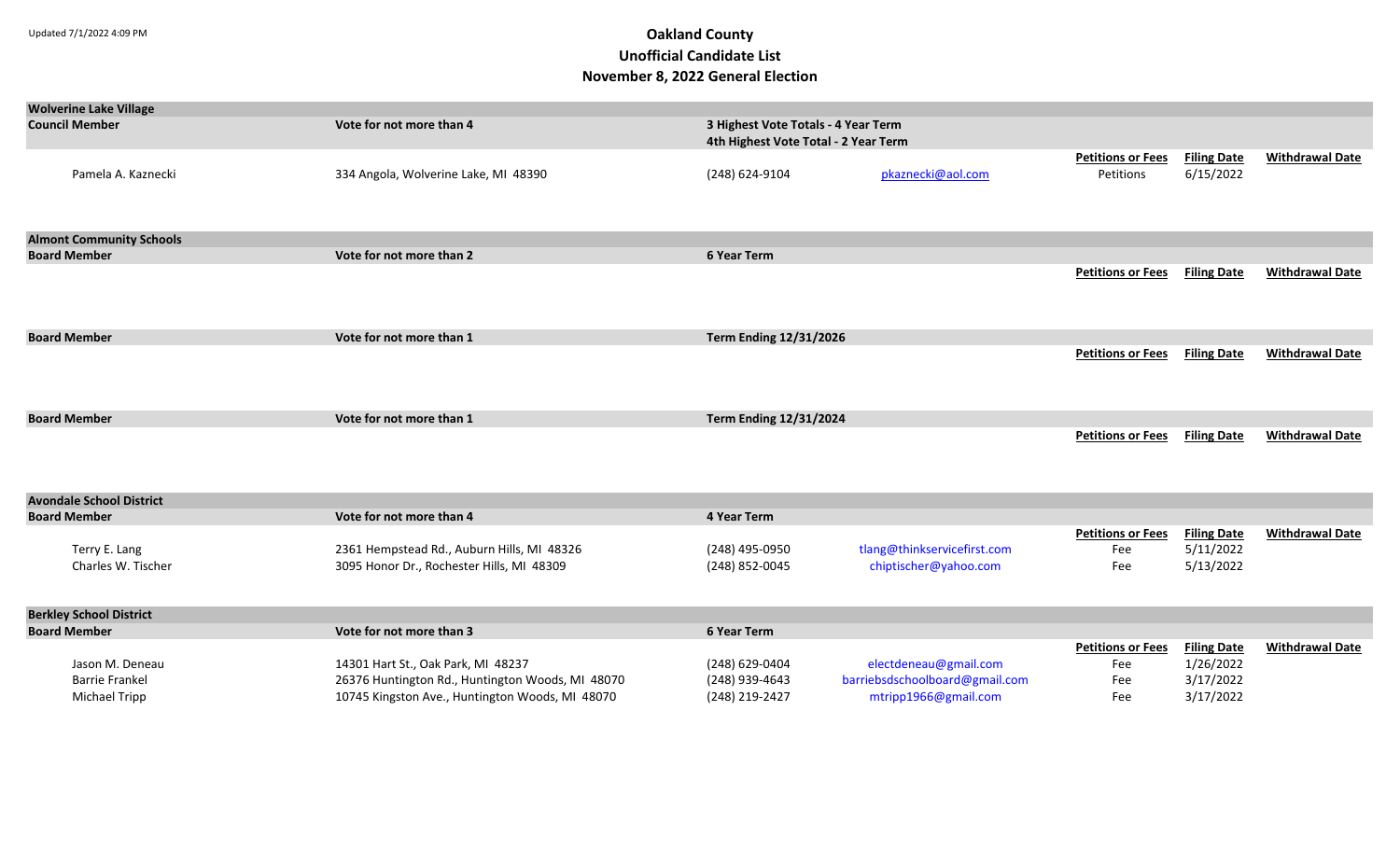Updated 7/1/2022 4:09 PM

# Oakland County
## Unofficial Candidate List
## November 8, 2022 General Election

### Wolverine Lake Village

**Council Member** — Vote for not more than 4 — 3 Highest Vote Totals - 4 Year Term; 4th Highest Vote Total - 2 Year Term

| Candidate | Address | Phone | Email | Petitions or Fees | Filing Date | Withdrawal Date |
|---|---|---|---|---|---|---|
| Pamela A. Kaznecki | 334 Angola, Wolverine Lake, MI 48390 | (248) 624-9104 | pkaznecki@aol.com | Petitions | 6/15/2022 | |

### Almont Community Schools

**Board Member** — Vote for not more than 2 — 6 Year Term

| Candidate | Address | Phone | Email | Petitions or Fees | Filing Date | Withdrawal Date |
|---|---|---|---|---|---|---|

**Board Member** — Vote for not more than 1 — Term Ending 12/31/2026

| Candidate | Address | Phone | Email | Petitions or Fees | Filing Date | Withdrawal Date |
|---|---|---|---|---|---|---|

**Board Member** — Vote for not more than 1 — Term Ending 12/31/2024

| Candidate | Address | Phone | Email | Petitions or Fees | Filing Date | Withdrawal Date |
|---|---|---|---|---|---|---|

### Avondale School District

**Board Member** — Vote for not more than 4 — 4 Year Term

| Candidate | Address | Phone | Email | Petitions or Fees | Filing Date | Withdrawal Date |
|---|---|---|---|---|---|---|
| Terry E. Lang | 2361 Hempstead Rd., Auburn Hills, MI 48326 | (248) 495-0950 | tlang@thinkservicefirst.com | Fee | 5/11/2022 | |
| Charles W. Tischer | 3095 Honor Dr., Rochester Hills, MI 48309 | (248) 852-0045 | chiptischer@yahoo.com | Fee | 5/13/2022 | |

### Berkley School District

**Board Member** — Vote for not more than 3 — 6 Year Term

| Candidate | Address | Phone | Email | Petitions or Fees | Filing Date | Withdrawal Date |
|---|---|---|---|---|---|---|
| Jason M. Deneau | 14301 Hart St., Oak Park, MI 48237 | (248) 629-0404 | electdeneau@gmail.com | Fee | 1/26/2022 | |
| Barrie Frankel | 26376 Huntington Rd., Huntington Woods, MI 48070 | (248) 939-4643 | barriebsdschoolboard@gmail.com | Fee | 3/17/2022 | |
| Michael Tripp | 10745 Kingston Ave., Huntington Woods, MI 48070 | (248) 219-2427 | mtripp1966@gmail.com | Fee | 3/17/2022 | |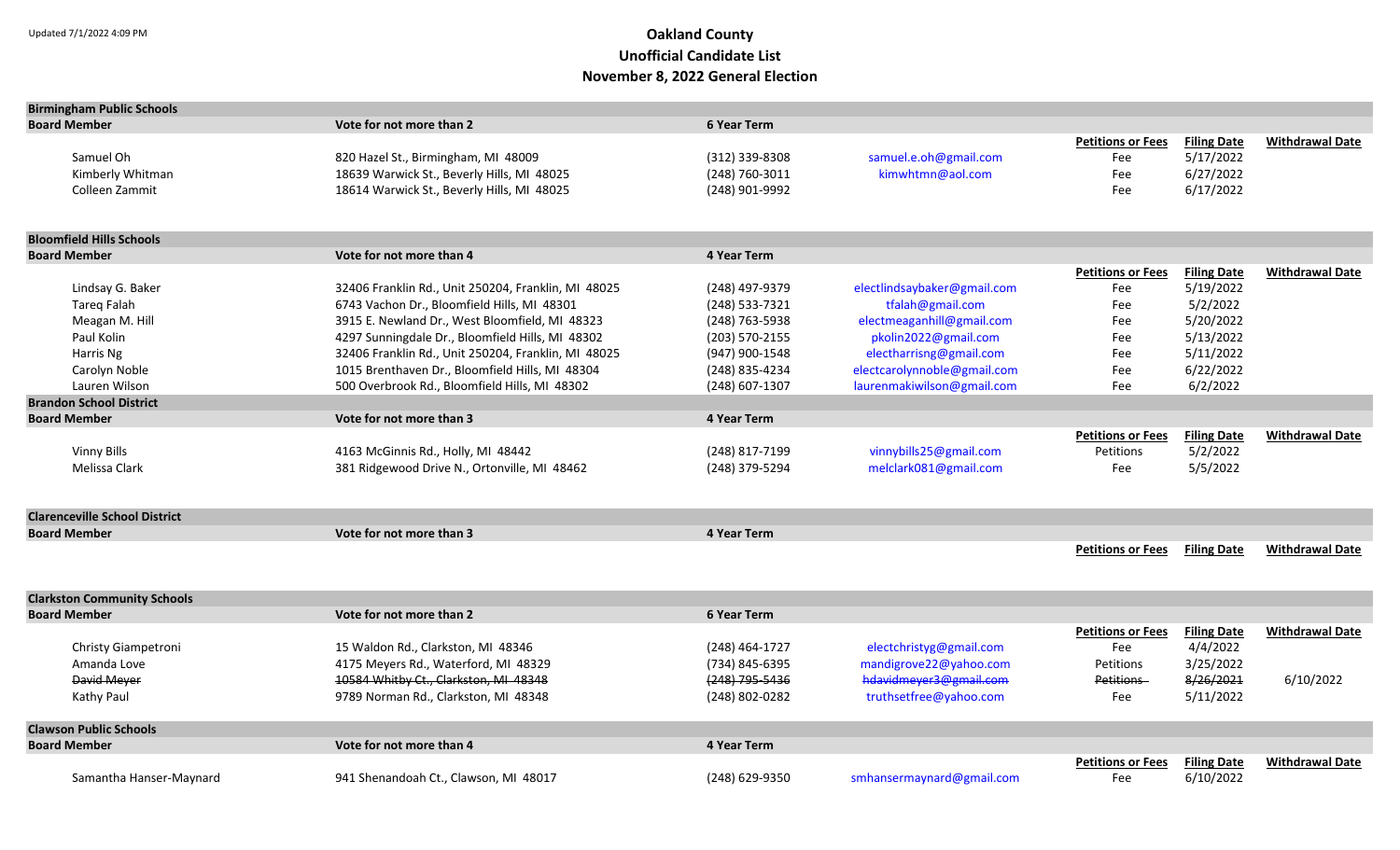Updated 7/1/2022 4:09 PM

# Oakland County
## Unofficial Candidate List
## November 8, 2022 General Election

### Birmingham Public Schools

**Board Member** — Vote for not more than 2 — 6 Year Term

| Name | Address | Phone | Email | Petitions or Fees | Filing Date | Withdrawal Date |
|---|---|---|---|---|---|---|
| Samuel Oh | 820 Hazel St., Birmingham, MI 48009 | (312) 339-8308 | samuel.e.oh@gmail.com | Fee | 5/17/2022 | |
| Kimberly Whitman | 18639 Warwick St., Beverly Hills, MI 48025 | (248) 760-3011 | kimwhtmn@aol.com | Fee | 6/27/2022 | |
| Colleen Zammit | 18614 Warwick St., Beverly Hills, MI 48025 | (248) 901-9992 | | Fee | 6/17/2022 | |

### Bloomfield Hills Schools

**Board Member** — Vote for not more than 4 — 4 Year Term

| Name | Address | Phone | Email | Petitions or Fees | Filing Date | Withdrawal Date |
|---|---|---|---|---|---|---|
| Lindsay G. Baker | 32406 Franklin Rd., Unit 250204, Franklin, MI 48025 | (248) 497-9379 | electlindsaybaker@gmail.com | Fee | 5/19/2022 | |
| Tareq Falah | 6743 Vachon Dr., Bloomfield Hills, MI 48301 | (248) 533-7321 | tfalah@gmail.com | Fee | 5/2/2022 | |
| Meagan M. Hill | 3915 E. Newland Dr., West Bloomfield, MI 48323 | (248) 763-5938 | electmeaganhill@gmail.com | Fee | 5/20/2022 | |
| Paul Kolin | 4297 Sunningdale Dr., Bloomfield Hills, MI 48302 | (203) 570-2155 | pkolin2022@gmail.com | Fee | 5/13/2022 | |
| Harris Ng | 32406 Franklin Rd., Unit 250204, Franklin, MI 48025 | (947) 900-1548 | electharrisng@gmail.com | Fee | 5/11/2022 | |
| Carolyn Noble | 1015 Brenthaven Dr., Bloomfield Hills, MI 48304 | (248) 835-4234 | electcarolynnoble@gmail.com | Fee | 6/22/2022 | |
| Lauren Wilson | 500 Overbrook Rd., Bloomfield Hills, MI 48302 | (248) 607-1307 | laurenmakiwilson@gmail.com | Fee | 6/2/2022 | |

### Brandon School District

**Board Member** — Vote for not more than 3 — 4 Year Term

| Name | Address | Phone | Email | Petitions or Fees | Filing Date | Withdrawal Date |
|---|---|---|---|---|---|---|
| Vinny Bills | 4163 McGinnis Rd., Holly, MI 48442 | (248) 817-7199 | vinnybills25@gmail.com | Petitions | 5/2/2022 | |
| Melissa Clark | 381 Ridgewood Drive N., Ortonville, MI 48462 | (248) 379-5294 | melclark081@gmail.com | Fee | 5/5/2022 | |

### Clarenceville School District

**Board Member** — Vote for not more than 3 — 4 Year Term

| Name | Address | Phone | Email | Petitions or Fees | Filing Date | Withdrawal Date |
|---|---|---|---|---|---|---|

### Clarkston Community Schools

**Board Member** — Vote for not more than 2 — 6 Year Term

| Name | Address | Phone | Email | Petitions or Fees | Filing Date | Withdrawal Date |
|---|---|---|---|---|---|---|
| Christy Giampetroni | 15 Waldon Rd., Clarkston, MI 48346 | (248) 464-1727 | electchristyg@gmail.com | Fee | 4/4/2022 | |
| Amanda Love | 4175 Meyers Rd., Waterford, MI 48329 | (734) 845-6395 | mandigrove22@yahoo.com | Petitions | 3/25/2022 | |
| ~~David Meyer~~ | ~~10584 Whitby Ct., Clarkston, MI 48348~~ | ~~(248) 795-5436~~ | ~~hdavidmeyer3@gmail.com~~ | ~~Petitions~~ | ~~8/26/2021~~ | 6/10/2022 |
| Kathy Paul | 9789 Norman Rd., Clarkston, MI 48348 | (248) 802-0282 | truthsetfree@yahoo.com | Fee | 5/11/2022 | |

### Clawson Public Schools

**Board Member** — Vote for not more than 4 — 4 Year Term

| Name | Address | Phone | Email | Petitions or Fees | Filing Date | Withdrawal Date |
|---|---|---|---|---|---|---|
| Samantha Hanser-Maynard | 941 Shenandoah Ct., Clawson, MI 48017 | (248) 629-9350 | smhansermaynard@gmail.com | Fee | 6/10/2022 | |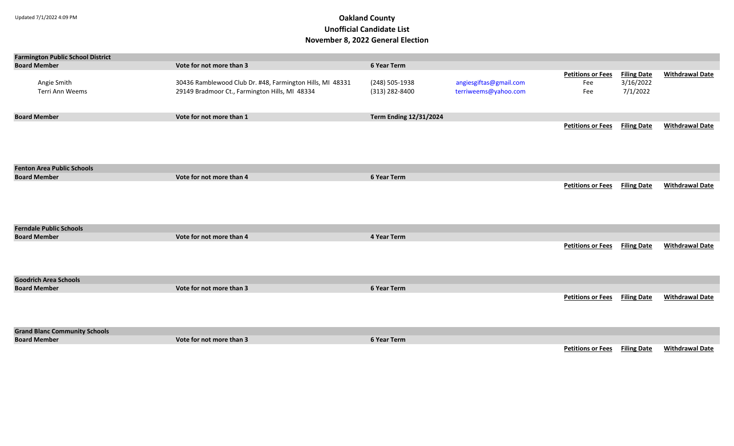# Oakland County
## Unofficial Candidate List
## November 8, 2022 General Election

Updated 7/1/2022 4:09 PM

### Farmington Public School District

**Board Member** — **Vote for not more than 3** — **6 Year Term**

| Name | Address | Phone | Email | Petitions or Fees | Filing Date | Withdrawal Date |
|---|---|---|---|---|---|---|
| Angie Smith | 30436 Ramblewood Club Dr. #48, Farmington Hills, MI 48331 | (248) 505-1938 | angiesgiftas@gmail.com | Fee | 3/16/2022 | |
| Terri Ann Weems | 29149 Bradmoor Ct., Farmington Hills, MI 48334 | (313) 282-8400 | terriweems@yahoo.com | Fee | 7/1/2022 | |

**Board Member** — **Vote for not more than 1** — **Term Ending 12/31/2024**

| Name | Address | Phone | Email | Petitions or Fees | Filing Date | Withdrawal Date |
|---|---|---|---|---|---|---|

### Fenton Area Public Schools

**Board Member** — **Vote for not more than 4** — **6 Year Term**

| Name | Address | Phone | Email | Petitions or Fees | Filing Date | Withdrawal Date |
|---|---|---|---|---|---|---|

### Ferndale Public Schools

**Board Member** — **Vote for not more than 4** — **4 Year Term**

| Name | Address | Phone | Email | Petitions or Fees | Filing Date | Withdrawal Date |
|---|---|---|---|---|---|---|

### Goodrich Area Schools

**Board Member** — **Vote for not more than 3** — **6 Year Term**

| Name | Address | Phone | Email | Petitions or Fees | Filing Date | Withdrawal Date |
|---|---|---|---|---|---|---|

### Grand Blanc Community Schools

**Board Member** — **Vote for not more than 3** — **6 Year Term**

| Name | Address | Phone | Email | Petitions or Fees | Filing Date | Withdrawal Date |
|---|---|---|---|---|---|---|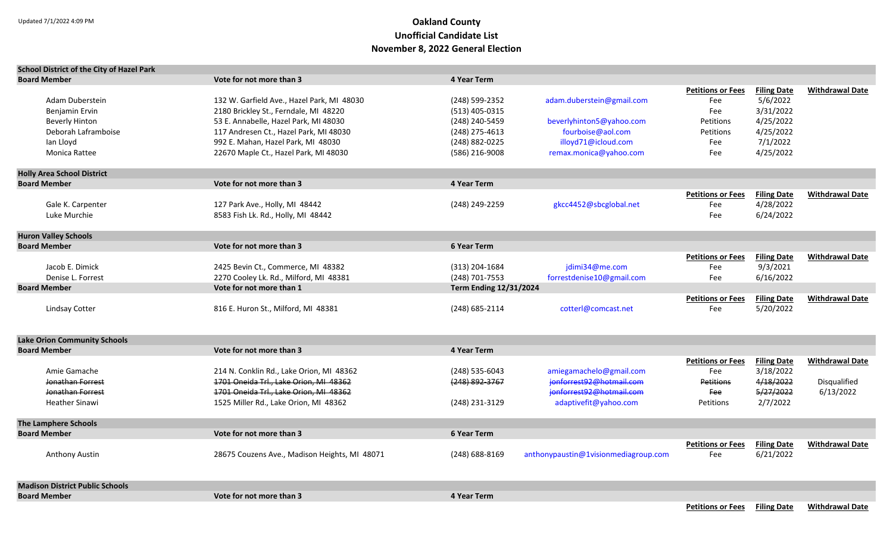Updated 7/1/2022 4:09 PM

# Oakland County
## Unofficial Candidate List
## November 8, 2022 General Election

### School District of the City of Hazel Park

**Board Member** — Vote for not more than 3 — 4 Year Term

| Name | Address | Phone | Email | Petitions or Fees | Filing Date | Withdrawal Date |
|---|---|---|---|---|---|---|
| Adam Duberstein | 132 W. Garfield Ave., Hazel Park, MI 48030 | (248) 599-2352 | adam.duberstein@gmail.com | Fee | 5/6/2022 | |
| Benjamin Ervin | 2180 Brickley St., Ferndale, MI 48220 | (513) 405-0315 | | Fee | 3/31/2022 | |
| Beverly Hinton | 53 E. Annabelle, Hazel Park, MI 48030 | (248) 240-5459 | beverlyhinton5@yahoo.com | Petitions | 4/25/2022 | |
| Deborah Laframboise | 117 Andresen Ct., Hazel Park, MI 48030 | (248) 275-4613 | fourboise@aol.com | Petitions | 4/25/2022 | |
| Ian Lloyd | 992 E. Mahan, Hazel Park, MI 48030 | (248) 882-0225 | illoyd71@icloud.com | Fee | 7/1/2022 | |
| Monica Rattee | 22670 Maple Ct., Hazel Park, MI 48030 | (586) 216-9008 | remax.monica@yahoo.com | Fee | 4/25/2022 | |

### Holly Area School District

**Board Member** — Vote for not more than 3 — 4 Year Term

| Name | Address | Phone | Email | Petitions or Fees | Filing Date | Withdrawal Date |
|---|---|---|---|---|---|---|
| Gale K. Carpenter | 127 Park Ave., Holly, MI 48442 | (248) 249-2259 | gkcc4452@sbcglobal.net | Fee | 4/28/2022 | |
| Luke Murchie | 8583 Fish Lk. Rd., Holly, MI 48442 | | | Fee | 6/24/2022 | |

### Huron Valley Schools

**Board Member** — Vote for not more than 3 — 6 Year Term

| Name | Address | Phone | Email | Petitions or Fees | Filing Date | Withdrawal Date |
|---|---|---|---|---|---|---|
| Jacob E. Dimick | 2425 Bevin Ct., Commerce, MI 48382 | (313) 204-1684 | jdimi34@me.com | Fee | 9/3/2021 | |
| Denise L. Forrest | 2270 Cooley Lk. Rd., Milford, MI 48381 | (248) 701-7553 | forrestdenise10@gmail.com | Fee | 6/16/2022 | |

**Board Member** — Vote for not more than 1 — Term Ending 12/31/2024

| Name | Address | Phone | Email | Petitions or Fees | Filing Date | Withdrawal Date |
|---|---|---|---|---|---|---|
| Lindsay Cotter | 816 E. Huron St., Milford, MI 48381 | (248) 685-2114 | cotterl@comcast.net | Fee | 5/20/2022 | |

### Lake Orion Community Schools

**Board Member** — Vote for not more than 3 — 4 Year Term

| Name | Address | Phone | Email | Petitions or Fees | Filing Date | Withdrawal Date |
|---|---|---|---|---|---|---|
| Amie Gamache | 214 N. Conklin Rd., Lake Orion, MI 48362 | (248) 535-6043 | amiegamachelo@gmail.com | Fee | 3/18/2022 | |
| ~~Jonathan Forrest~~ | ~~1701 Oneida Trl., Lake Orion, MI 48362~~ | ~~(248) 892-3767~~ | ~~jonforrest92@hotmail.com~~ | ~~Petitions~~ | ~~4/18/2022~~ | Disqualified |
| ~~Jonathan Forrest~~ | ~~1701 Oneida Trl., Lake Orion, MI 48362~~ | | ~~jonforrest92@hotmail.com~~ | ~~Fee~~ | ~~5/27/2022~~ | 6/13/2022 |
| Heather Sinawi | 1525 Miller Rd., Lake Orion, MI 48362 | (248) 231-3129 | adaptivefit@yahoo.com | Petitions | 2/7/2022 | |

### The Lamphere Schools

**Board Member** — Vote for not more than 3 — 6 Year Term

| Name | Address | Phone | Email | Petitions or Fees | Filing Date | Withdrawal Date |
|---|---|---|---|---|---|---|
| Anthony Austin | 28675 Couzens Ave., Madison Heights, MI 48071 | (248) 688-8169 | anthonypaustin@1visionmediagroup.com | Fee | 6/21/2022 | |

### Madison District Public Schools

**Board Member** — Vote for not more than 3 — 4 Year Term

| Name | Address | Phone | Email | Petitions or Fees | Filing Date | Withdrawal Date |
|---|---|---|---|---|---|---|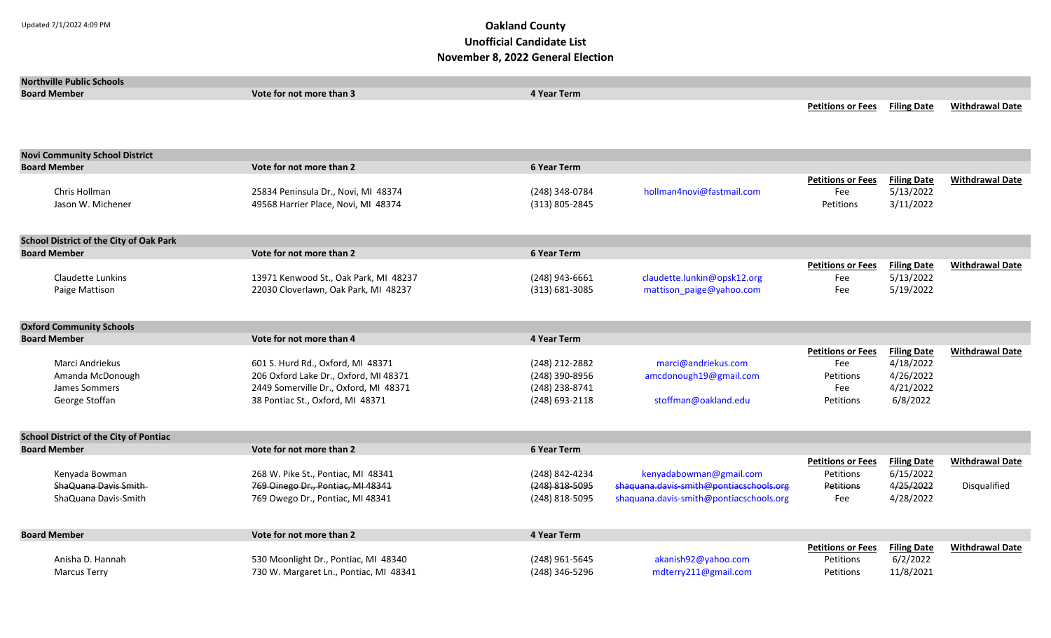Updated 7/1/2022 4:09 PM

# Oakland County
## Unofficial Candidate List
## November 8, 2022 General Election

### Northville Public Schools

**Board Member** — Vote for not more than 3 — 4 Year Term

| Candidate | Address | Phone | Email | Petitions or Fees | Filing Date | Withdrawal Date |
|---|---|---|---|---|---|---|

### Novi Community School District

**Board Member** — Vote for not more than 2 — 6 Year Term

| Candidate | Address | Phone | Email | Petitions or Fees | Filing Date | Withdrawal Date |
|---|---|---|---|---|---|---|
| Chris Hollman | 25834 Peninsula Dr., Novi, MI 48374 | (248) 348-0784 | hollman4novi@fastmail.com | Fee | 5/13/2022 | |
| Jason W. Michener | 49568 Harrier Place, Novi, MI 48374 | (313) 805-2845 | | Petitions | 3/11/2022 | |

### School District of the City of Oak Park

**Board Member** — Vote for not more than 2 — 6 Year Term

| Candidate | Address | Phone | Email | Petitions or Fees | Filing Date | Withdrawal Date |
|---|---|---|---|---|---|---|
| Claudette Lunkins | 13971 Kenwood St., Oak Park, MI 48237 | (248) 943-6661 | claudette.lunkin@opsk12.org | Fee | 5/13/2022 | |
| Paige Mattison | 22030 Cloverlawn, Oak Park, MI 48237 | (313) 681-3085 | mattison_paige@yahoo.com | Fee | 5/19/2022 | |

### Oxford Community Schools

**Board Member** — Vote for not more than 4 — 4 Year Term

| Candidate | Address | Phone | Email | Petitions or Fees | Filing Date | Withdrawal Date |
|---|---|---|---|---|---|---|
| Marci Andriekus | 601 S. Hurd Rd., Oxford, MI 48371 | (248) 212-2882 | marci@andriekus.com | Fee | 4/18/2022 | |
| Amanda McDonough | 206 Oxford Lake Dr., Oxford, MI 48371 | (248) 390-8956 | amcdonough19@gmail.com | Petitions | 4/26/2022 | |
| James Sommers | 2449 Somerville Dr., Oxford, MI 48371 | (248) 238-8741 | | Fee | 4/21/2022 | |
| George Stoffan | 38 Pontiac St., Oxford, MI 48371 | (248) 693-2118 | stoffman@oakland.edu | Petitions | 6/8/2022 | |

### School District of the City of Pontiac

**Board Member** — Vote for not more than 2 — 6 Year Term

| Candidate | Address | Phone | Email | Petitions or Fees | Filing Date | Withdrawal Date |
|---|---|---|---|---|---|---|
| Kenyada Bowman | 268 W. Pike St., Pontiac, MI 48341 | (248) 842-4234 | kenyadabowman@gmail.com | Petitions | 6/15/2022 | |
| ~~ShaQuana Davis Smith~~ | ~~769 Oinego Dr., Pontiac, MI 48341~~ | ~~(248) 818-5095~~ | ~~shaquana.davis-smith@pontiacschools.org~~ | ~~Petitions~~ | ~~4/25/2022~~ | Disqualified |
| ShaQuana Davis-Smith | 769 Owego Dr., Pontiac, MI 48341 | (248) 818-5095 | shaquana.davis-smith@pontiacschools.org | Fee | 4/28/2022 | |

**Board Member** — Vote for not more than 2 — 4 Year Term

| Candidate | Address | Phone | Email | Petitions or Fees | Filing Date | Withdrawal Date |
|---|---|---|---|---|---|---|
| Anisha D. Hannah | 530 Moonlight Dr., Pontiac, MI 48340 | (248) 961-5645 | akanish92@yahoo.com | Petitions | 6/2/2022 | |
| Marcus Terry | 730 W. Margaret Ln., Pontiac, MI 48341 | (248) 346-5296 | mdterry211@gmail.com | Petitions | 11/8/2021 | |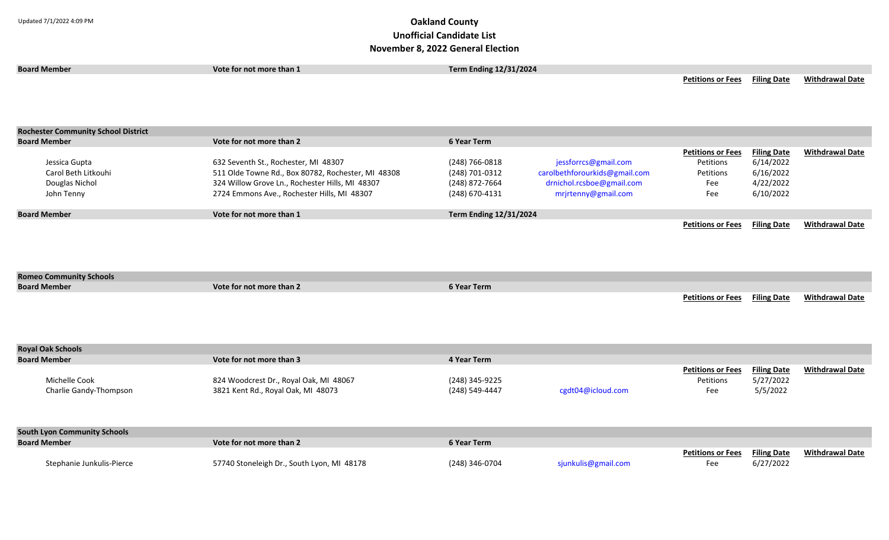Updated 7/1/2022 4:09 PM

# Oakland County
## Unofficial Candidate List
## November 8, 2022 General Election

| Board Member | Vote for not more than 1 | Term Ending 12/31/2024 | | | | |
|---|---|---|---|---|---|---|
| | | | | **Petitions or Fees** | **Filing Date** | **Withdrawal Date** |

**Rochester Community School District**

| Board Member | Vote for not more than 2 | 6 Year Term | | | | |
|---|---|---|---|---|---|---|
| | | | | **Petitions or Fees** | **Filing Date** | **Withdrawal Date** |
| Jessica Gupta | 632 Seventh St., Rochester, MI 48307 | (248) 766-0818 | jessforrcs@gmail.com | Petitions | 6/14/2022 | |
| Carol Beth Litkouhi | 511 Olde Towne Rd., Box 80782, Rochester, MI 48308 | (248) 701-0312 | carolbethforourkids@gmail.com | Petitions | 6/16/2022 | |
| Douglas Nichol | 324 Willow Grove Ln., Rochester Hills, MI 48307 | (248) 872-7664 | drnichol.rcsboe@gmail.com | Fee | 4/22/2022 | |
| John Tenny | 2724 Emmons Ave., Rochester Hills, MI 48307 | (248) 670-4131 | mrjrtenny@gmail.com | Fee | 6/10/2022 | |

| Board Member | Vote for not more than 1 | Term Ending 12/31/2024 | | | | |
|---|---|---|---|---|---|---|
| | | | | **Petitions or Fees** | **Filing Date** | **Withdrawal Date** |

**Romeo Community Schools**

| Board Member | Vote for not more than 2 | 6 Year Term | | | | |
|---|---|---|---|---|---|---|
| | | | | **Petitions or Fees** | **Filing Date** | **Withdrawal Date** |

**Royal Oak Schools**

| Board Member | Vote for not more than 3 | 4 Year Term | | | | |
|---|---|---|---|---|---|---|
| | | | | **Petitions or Fees** | **Filing Date** | **Withdrawal Date** |
| Michelle Cook | 824 Woodcrest Dr., Royal Oak, MI 48067 | (248) 345-9225 | | Petitions | 5/27/2022 | |
| Charlie Gandy-Thompson | 3821 Kent Rd., Royal Oak, MI 48073 | (248) 549-4447 | cgdt04@icloud.com | Fee | 5/5/2022 | |

**South Lyon Community Schools**

| Board Member | Vote for not more than 2 | 6 Year Term | | | | |
|---|---|---|---|---|---|---|
| | | | | **Petitions or Fees** | **Filing Date** | **Withdrawal Date** |
| Stephanie Junkulis-Pierce | 57740 Stoneleigh Dr., South Lyon, MI 48178 | (248) 346-0704 | sjunkulis@gmail.com | Fee | 6/27/2022 | |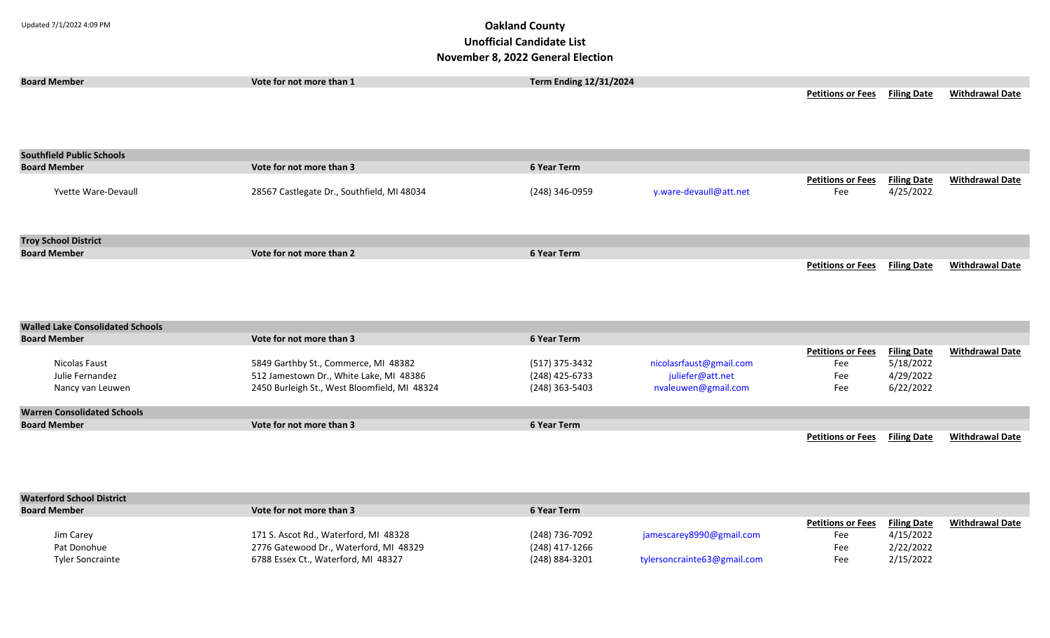Updated 7/1/2022 4:09 PM

# Oakland County
## Unofficial Candidate List
## November 8, 2022 General Election

| **Board Member** | **Vote for not more than 1** | **Term Ending 12/31/2024** | | | | |
|---|---|---|---|---|---|---|
| | | | | **Petitions or Fees** | **Filing Date** | **Withdrawal Date** |

**Southfield Public Schools**

| **Board Member** | **Vote for not more than 3** | **6 Year Term** | | | | |
|---|---|---|---|---|---|---|
| | | | | **Petitions or Fees** | **Filing Date** | **Withdrawal Date** |
| Yvette Ware-Devaull | 28567 Castlegate Dr., Southfield, MI 48034 | (248) 346-0959 | y.ware-devaull@att.net | Fee | 4/25/2022 | |

**Troy School District**

| **Board Member** | **Vote for not more than 2** | **6 Year Term** | | | | |
|---|---|---|---|---|---|---|
| | | | | **Petitions or Fees** | **Filing Date** | **Withdrawal Date** |

**Walled Lake Consolidated Schools**

| **Board Member** | **Vote for not more than 3** | **6 Year Term** | | | | |
|---|---|---|---|---|---|---|
| | | | | **Petitions or Fees** | **Filing Date** | **Withdrawal Date** |
| Nicolas Faust | 5849 Garthby St., Commerce, MI 48382 | (517) 375-3432 | nicolasrfaust@gmail.com | Fee | 5/18/2022 | |
| Julie Fernandez | 512 Jamestown Dr., White Lake, MI 48386 | (248) 425-6733 | juliefer@att.net | Fee | 4/29/2022 | |
| Nancy van Leuwen | 2450 Burleigh St., West Bloomfield, MI 48324 | (248) 363-5403 | nvaleuwen@gmail.com | Fee | 6/22/2022 | |

**Warren Consolidated Schools**

| **Board Member** | **Vote for not more than 3** | **6 Year Term** | | | | |
|---|---|---|---|---|---|---|
| | | | | **Petitions or Fees** | **Filing Date** | **Withdrawal Date** |

**Waterford School District**

| **Board Member** | **Vote for not more than 3** | **6 Year Term** | | | | |
|---|---|---|---|---|---|---|
| | | | | **Petitions or Fees** | **Filing Date** | **Withdrawal Date** |
| Jim Carey | 171 S. Ascot Rd., Waterford, MI 48328 | (248) 736-7092 | jamescarey8990@gmail.com | Fee | 4/15/2022 | |
| Pat Donohue | 2776 Gatewood Dr., Waterford, MI 48329 | (248) 417-1266 | | Fee | 2/22/2022 | |
| Tyler Soncrainte | 6788 Essex Ct., Waterford, MI 48327 | (248) 884-3201 | tylersoncrainte63@gmail.com | Fee | 2/15/2022 | |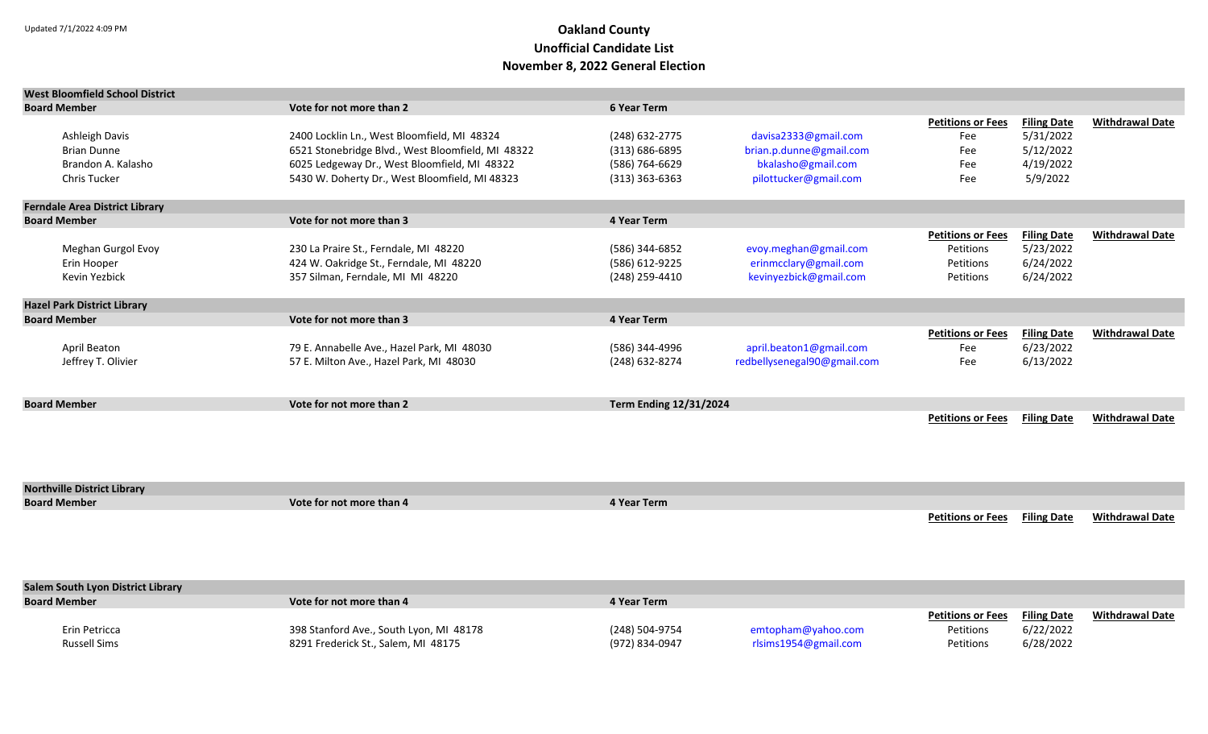Updated 7/1/2022 4:09 PM

# Oakland County
## Unofficial Candidate List
## November 8, 2022 General Election

**West Bloomfield School District**

| Board Member | Vote for not more than 2 | 6 Year Term | | Petitions or Fees | Filing Date | Withdrawal Date |
|---|---|---|---|---|---|---|
| Ashleigh Davis | 2400 Locklin Ln., West Bloomfield, MI 48324 | (248) 632-2775 | davisa2333@gmail.com | Fee | 5/31/2022 | |
| Brian Dunne | 6521 Stonebridge Blvd., West Bloomfield, MI 48322 | (313) 686-6895 | brian.p.dunne@gmail.com | Fee | 5/12/2022 | |
| Brandon A. Kalasho | 6025 Ledgeway Dr., West Bloomfield, MI 48322 | (586) 764-6629 | bkalasho@gmail.com | Fee | 4/19/2022 | |
| Chris Tucker | 5430 W. Doherty Dr., West Bloomfield, MI 48323 | (313) 363-6363 | pilottucker@gmail.com | Fee | 5/9/2022 | |

**Ferndale Area District Library**

| Board Member | Vote for not more than 3 | 4 Year Term | | Petitions or Fees | Filing Date | Withdrawal Date |
|---|---|---|---|---|---|---|
| Meghan Gurgol Evoy | 230 La Praire St., Ferndale, MI 48220 | (586) 344-6852 | evoy.meghan@gmail.com | Petitions | 5/23/2022 | |
| Erin Hooper | 424 W. Oakridge St., Ferndale, MI 48220 | (586) 612-9225 | erinmcclary@gmail.com | Petitions | 6/24/2022 | |
| Kevin Yezbick | 357 Silman, Ferndale, MI MI 48220 | (248) 259-4410 | kevinyezbick@gmail.com | Petitions | 6/24/2022 | |

**Hazel Park District Library**

| Board Member | Vote for not more than 3 | 4 Year Term | | Petitions or Fees | Filing Date | Withdrawal Date |
|---|---|---|---|---|---|---|
| April Beaton | 79 E. Annabelle Ave., Hazel Park, MI 48030 | (586) 344-4996 | april.beaton1@gmail.com | Fee | 6/23/2022 | |
| Jeffrey T. Olivier | 57 E. Milton Ave., Hazel Park, MI 48030 | (248) 632-8274 | redbellysenegal90@gmail.com | Fee | 6/13/2022 | |

| Board Member | Vote for not more than 2 | Term Ending 12/31/2024 | | Petitions or Fees | Filing Date | Withdrawal Date |
|---|---|---|---|---|---|---|

**Northville District Library**

| Board Member | Vote for not more than 4 | 4 Year Term | | Petitions or Fees | Filing Date | Withdrawal Date |
|---|---|---|---|---|---|---|

**Salem South Lyon District Library**

| Board Member | Vote for not more than 4 | 4 Year Term | | Petitions or Fees | Filing Date | Withdrawal Date |
|---|---|---|---|---|---|---|
| Erin Petricca | 398 Stanford Ave., South Lyon, MI 48178 | (248) 504-9754 | emtopham@yahoo.com | Petitions | 6/22/2022 | |
| Russell Sims | 8291 Frederick St., Salem, MI 48175 | (972) 834-0947 | rlsims1954@gmail.com | Petitions | 6/28/2022 | |